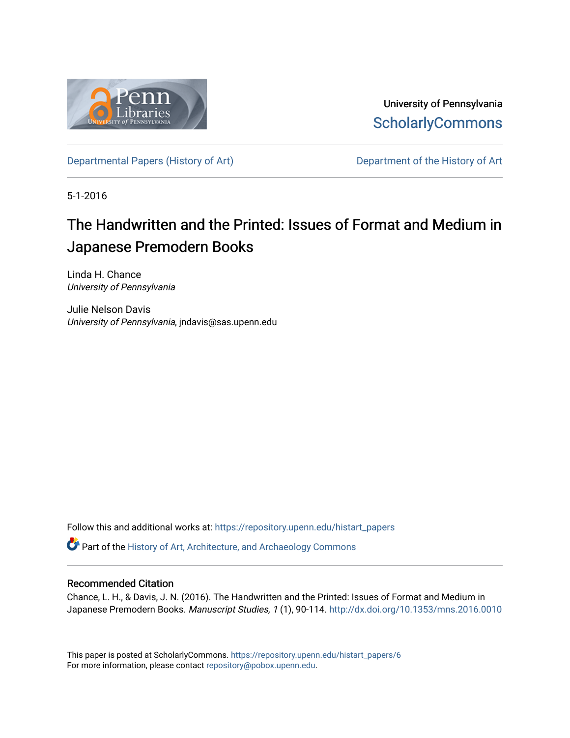University of Pennsylvania
ScholarlyCommons

Departmental Papers (History of Art) | Department of the History of Art

5-1-2016

# The Handwritten and the Printed: Issues of Format and Medium in Japanese Premodern Books

Linda H. Chance
*University of Pennsylvania*

Julie Nelson Davis
*University of Pennsylvania*, jndavis@sas.upenn.edu

Follow this and additional works at: https://repository.upenn.edu/histart_papers

Part of the History of Art, Architecture, and Archaeology Commons

## Recommended Citation

Chance, L. H., & Davis, J. N. (2016). The Handwritten and the Printed: Issues of Format and Medium in Japanese Premodern Books. *Manuscript Studies, 1* (1), 90-114. http://dx.doi.org/10.1353/mns.2016.0010

This paper is posted at ScholarlyCommons. https://repository.upenn.edu/histart_papers/6
For more information, please contact repository@pobox.upenn.edu.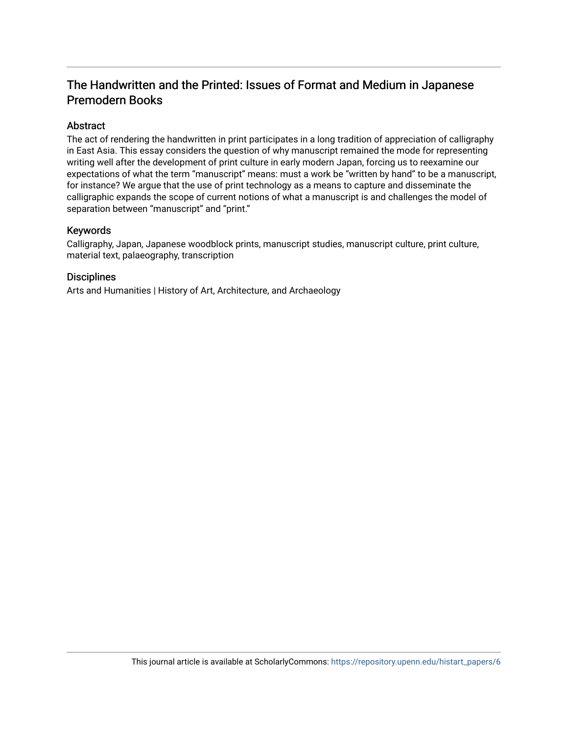# The Handwritten and the Printed: Issues of Format and Medium in Japanese Premodern Books

## Abstract

The act of rendering the handwritten in print participates in a long tradition of appreciation of calligraphy in East Asia. This essay considers the question of why manuscript remained the mode for representing writing well after the development of print culture in early modern Japan, forcing us to reexamine our expectations of what the term "manuscript" means: must a work be "written by hand" to be a manuscript, for instance? We argue that the use of print technology as a means to capture and disseminate the calligraphic expands the scope of current notions of what a manuscript is and challenges the model of separation between "manuscript" and "print."

## Keywords

Calligraphy, Japan, Japanese woodblock prints, manuscript studies, manuscript culture, print culture, material text, palaeography, transcription

## Disciplines

Arts and Humanities | History of Art, Architecture, and Archaeology

This journal article is available at ScholarlyCommons: https://repository.upenn.edu/histart_papers/6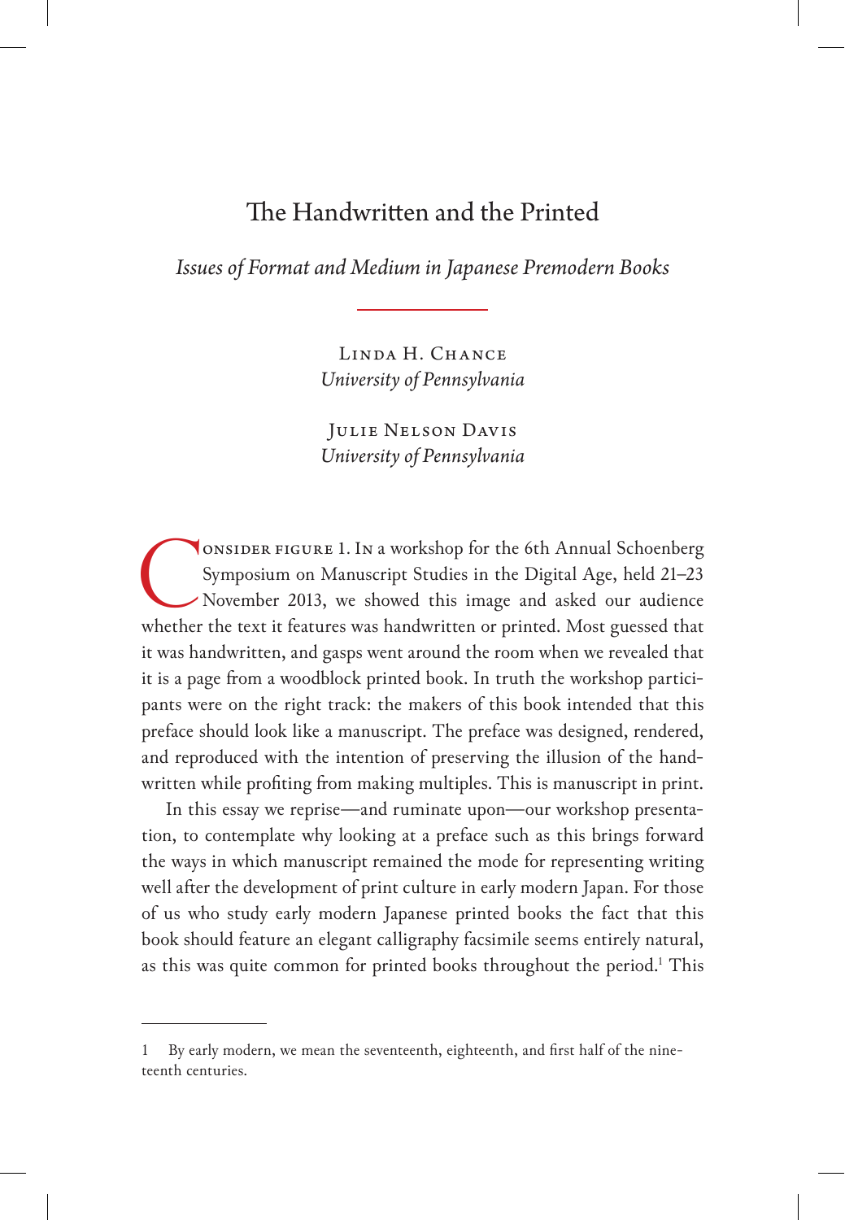# The Handwritten and the Printed

*Issues of Format and Medium in Japanese Premodern Books*

Linda H. Chance
*University of Pennsylvania*

Julie Nelson Davis
*University of Pennsylvania*

Consider figure 1. In a workshop for the 6th Annual Schoenberg Symposium on Manuscript Studies in the Digital Age, held 21–23 November 2013, we showed this image and asked our audience whether the text it features was handwritten or printed. Most guessed that it was handwritten, and gasps went around the room when we revealed that it is a page from a woodblock printed book. In truth the workshop participants were on the right track: the makers of this book intended that this preface should look like a manuscript. The preface was designed, rendered, and reproduced with the intention of preserving the illusion of the handwritten while profiting from making multiples. This is manuscript in print.

In this essay we reprise—and ruminate upon—our workshop presentation, to contemplate why looking at a preface such as this brings forward the ways in which manuscript remained the mode for representing writing well after the development of print culture in early modern Japan. For those of us who study early modern Japanese printed books the fact that this book should feature an elegant calligraphy facsimile seems entirely natural, as this was quite common for printed books throughout the period.[1] This

---

1 By early modern, we mean the seventeenth, eighteenth, and first half of the nineteenth centuries.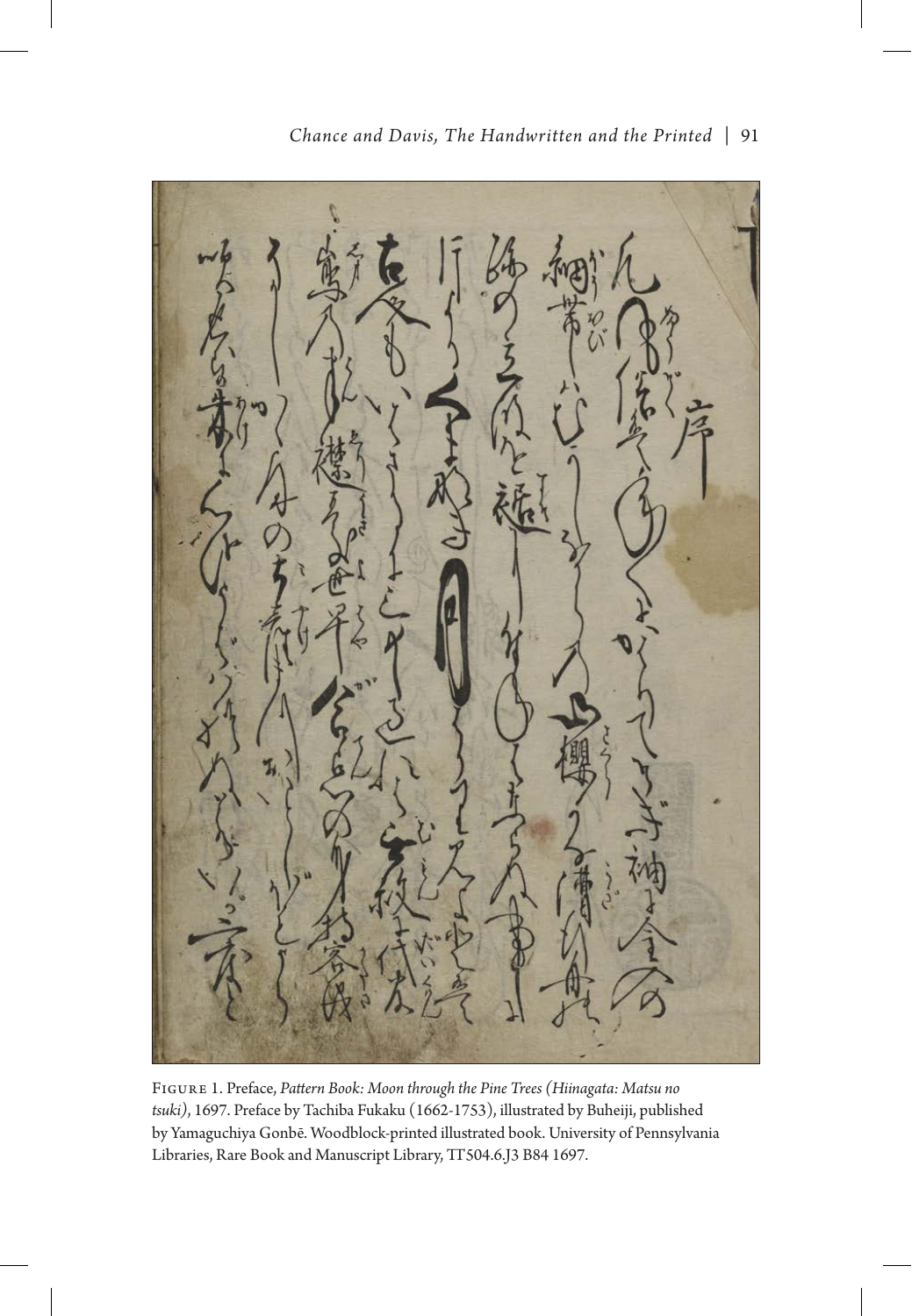Figure 1. Preface, *Pattern Book: Moon through the Pine Trees (Hiinagata: Matsu no tsuki)*, 1697. Preface by Tachiba Fukaku (1662-1753), illustrated by Buheiji, published by Yamaguchiya Gonbē. Woodblock-printed illustrated book. University of Pennsylvania Libraries, Rare Book and Manuscript Library, TT504.6.J3 B84 1697.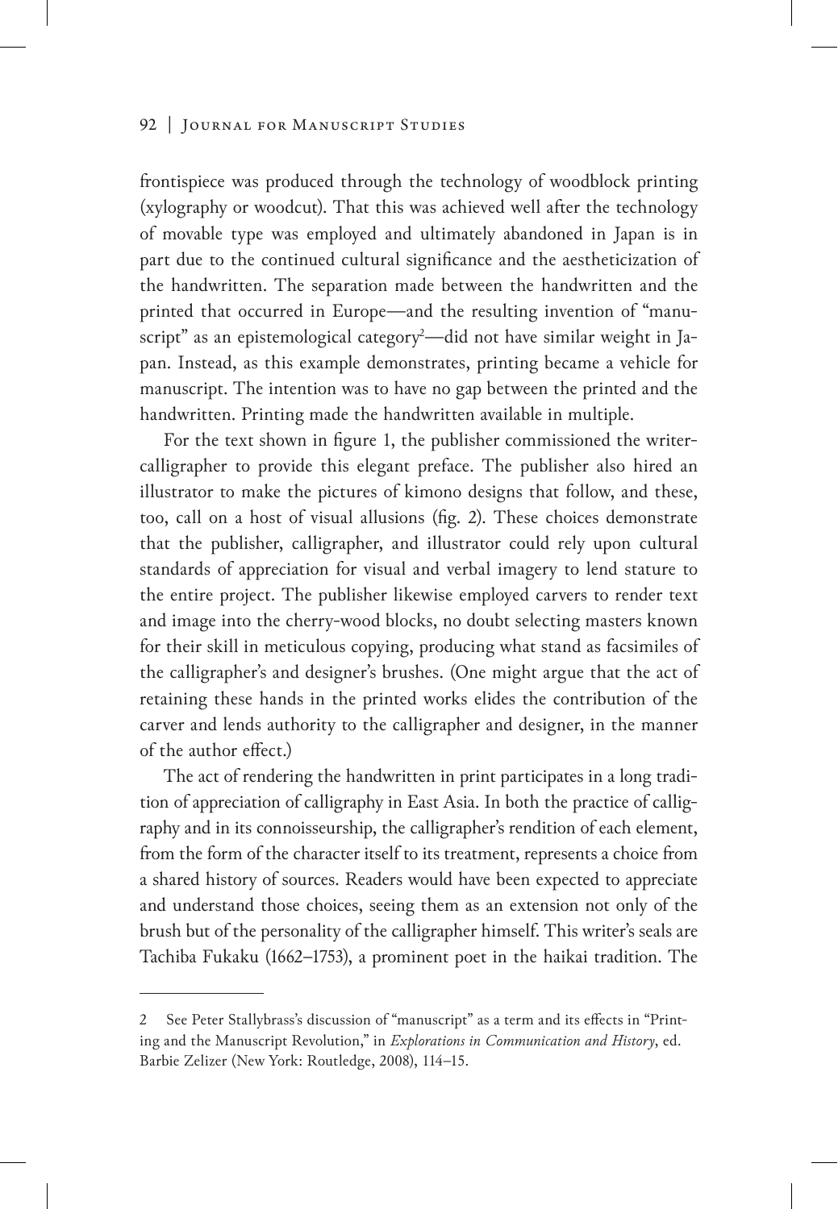frontispiece was produced through the technology of woodblock printing (xylography or woodcut). That this was achieved well after the technology of movable type was employed and ultimately abandoned in Japan is in part due to the continued cultural significance and the aestheticization of the handwritten. The separation made between the handwritten and the printed that occurred in Europe—and the resulting invention of "manuscript" as an epistemological category[2]—did not have similar weight in Japan. Instead, as this example demonstrates, printing became a vehicle for manuscript. The intention was to have no gap between the printed and the handwritten. Printing made the handwritten available in multiple.

For the text shown in figure 1, the publisher commissioned the writer-calligrapher to provide this elegant preface. The publisher also hired an illustrator to make the pictures of kimono designs that follow, and these, too, call on a host of visual allusions (fig. 2). These choices demonstrate that the publisher, calligrapher, and illustrator could rely upon cultural standards of appreciation for visual and verbal imagery to lend stature to the entire project. The publisher likewise employed carvers to render text and image into the cherry-wood blocks, no doubt selecting masters known for their skill in meticulous copying, producing what stand as facsimiles of the calligrapher's and designer's brushes. (One might argue that the act of retaining these hands in the printed works elides the contribution of the carver and lends authority to the calligrapher and designer, in the manner of the author effect.)

The act of rendering the handwritten in print participates in a long tradition of appreciation of calligraphy in East Asia. In both the practice of calligraphy and in its connoisseurship, the calligrapher's rendition of each element, from the form of the character itself to its treatment, represents a choice from a shared history of sources. Readers would have been expected to appreciate and understand those choices, seeing them as an extension not only of the brush but of the personality of the calligrapher himself. This writer's seals are Tachiba Fukaku (1662–1753), a prominent poet in the haikai tradition. The

---

2 See Peter Stallybrass's discussion of "manuscript" as a term and its effects in "Printing and the Manuscript Revolution," in *Explorations in Communication and History*, ed. Barbie Zelizer (New York: Routledge, 2008), 114–15.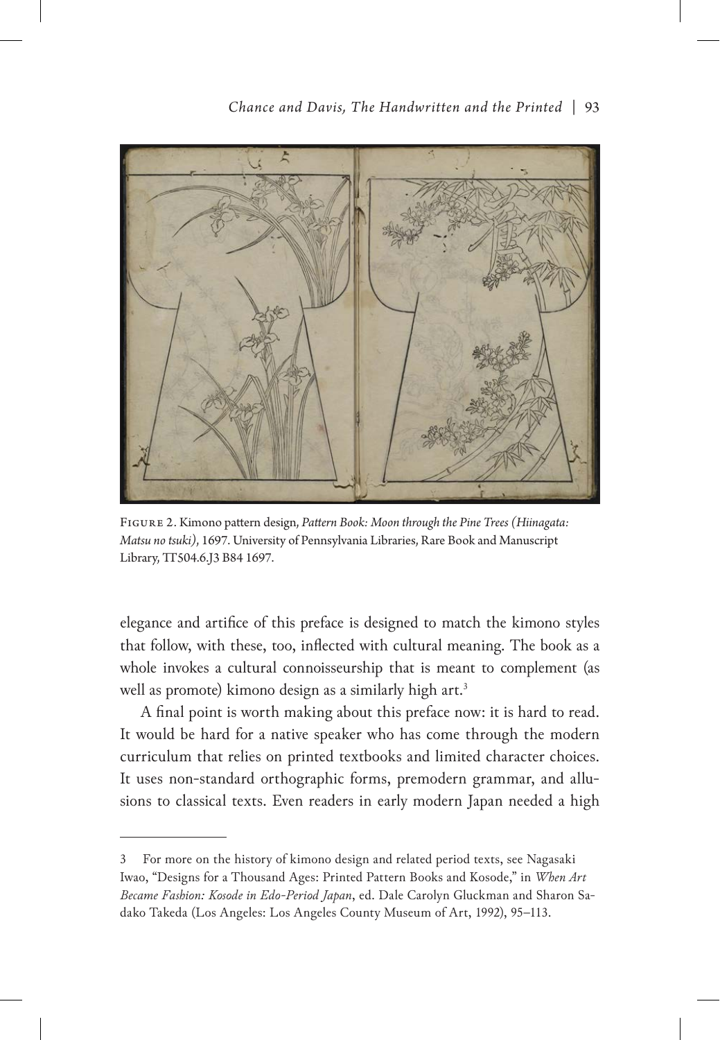Figure 2. Kimono pattern design, *Pattern Book: Moon through the Pine Trees (Hiinagata: Matsu no tsuki)*, 1697. University of Pennsylvania Libraries, Rare Book and Manuscript Library, TT504.6.J3 B84 1697.

elegance and artifice of this preface is designed to match the kimono styles that follow, with these, too, inflected with cultural meaning. The book as a whole invokes a cultural connoisseurship that is meant to complement (as well as promote) kimono design as a similarly high art.[3]

A final point is worth making about this preface now: it is hard to read. It would be hard for a native speaker who has come through the modern curriculum that relies on printed textbooks and limited character choices. It uses non-standard orthographic forms, premodern grammar, and allusions to classical texts. Even readers in early modern Japan needed a high

3 For more on the history of kimono design and related period texts, see Nagasaki Iwao, "Designs for a Thousand Ages: Printed Pattern Books and Kosode," in *When Art Became Fashion: Kosode in Edo-Period Japan*, ed. Dale Carolyn Gluckman and Sharon Sadako Takeda (Los Angeles: Los Angeles County Museum of Art, 1992), 95–113.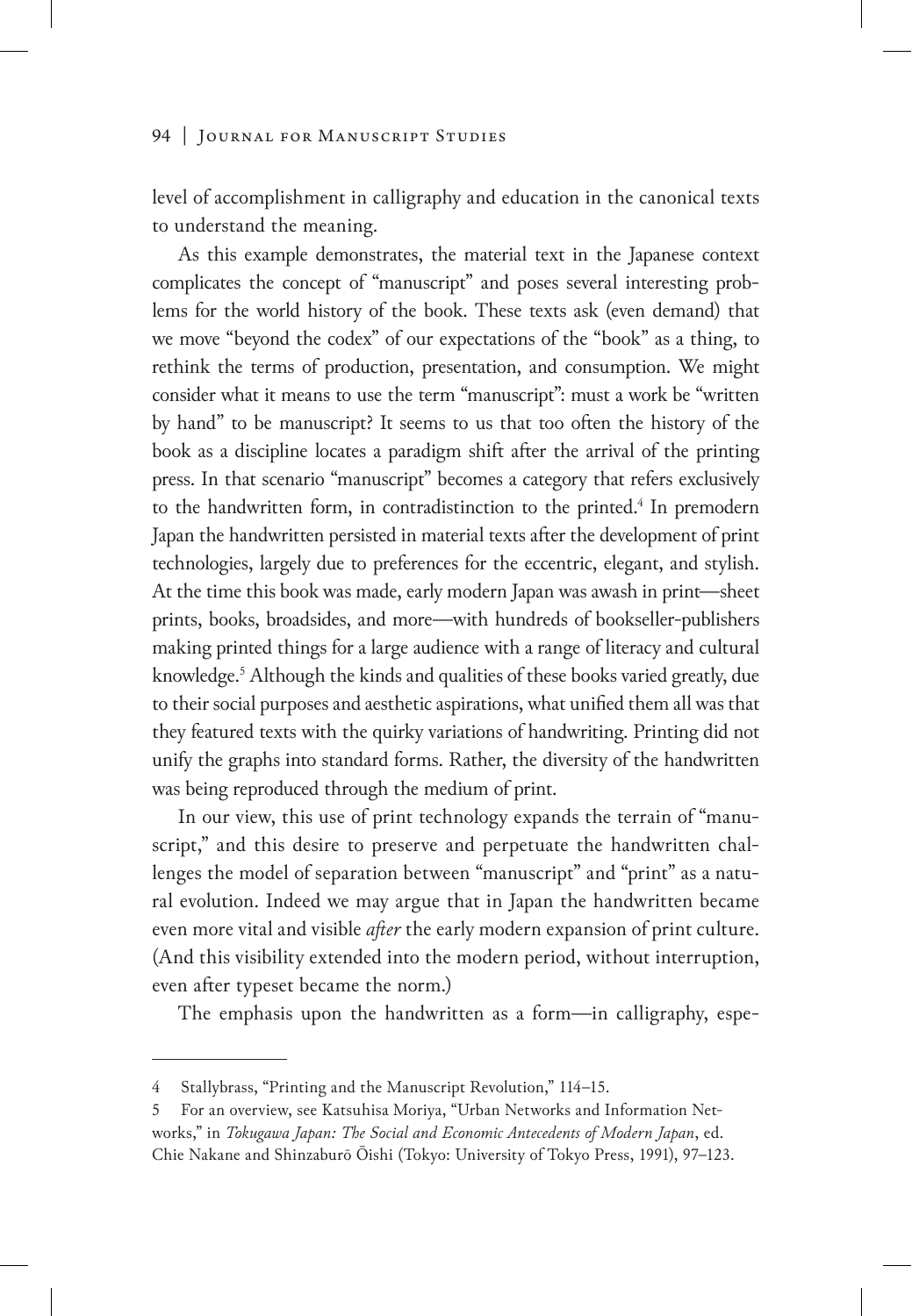level of accomplishment in calligraphy and education in the canonical texts to understand the meaning.

As this example demonstrates, the material text in the Japanese context complicates the concept of "manuscript" and poses several interesting problems for the world history of the book. These texts ask (even demand) that we move "beyond the codex" of our expectations of the "book" as a thing, to rethink the terms of production, presentation, and consumption. We might consider what it means to use the term "manuscript": must a work be "written by hand" to be manuscript? It seems to us that too often the history of the book as a discipline locates a paradigm shift after the arrival of the printing press. In that scenario "manuscript" becomes a category that refers exclusively to the handwritten form, in contradistinction to the printed.[4] In premodern Japan the handwritten persisted in material texts after the development of print technologies, largely due to preferences for the eccentric, elegant, and stylish. At the time this book was made, early modern Japan was awash in print—sheet prints, books, broadsides, and more—with hundreds of bookseller-publishers making printed things for a large audience with a range of literacy and cultural knowledge.[5] Although the kinds and qualities of these books varied greatly, due to their social purposes and aesthetic aspirations, what unified them all was that they featured texts with the quirky variations of handwriting. Printing did not unify the graphs into standard forms. Rather, the diversity of the handwritten was being reproduced through the medium of print.

In our view, this use of print technology expands the terrain of "manuscript," and this desire to preserve and perpetuate the handwritten challenges the model of separation between "manuscript" and "print" as a natural evolution. Indeed we may argue that in Japan the handwritten became even more vital and visible *after* the early modern expansion of print culture. (And this visibility extended into the modern period, without interruption, even after typeset became the norm.)

The emphasis upon the handwritten as a form—in calligraphy, espe-

---

4 Stallybrass, "Printing and the Manuscript Revolution," 114–15.

5 For an overview, see Katsuhisa Moriya, "Urban Networks and Information Networks," in *Tokugawa Japan: The Social and Economic Antecedents of Modern Japan*, ed. Chie Nakane and Shinzaburō Ōishi (Tokyo: University of Tokyo Press, 1991), 97–123.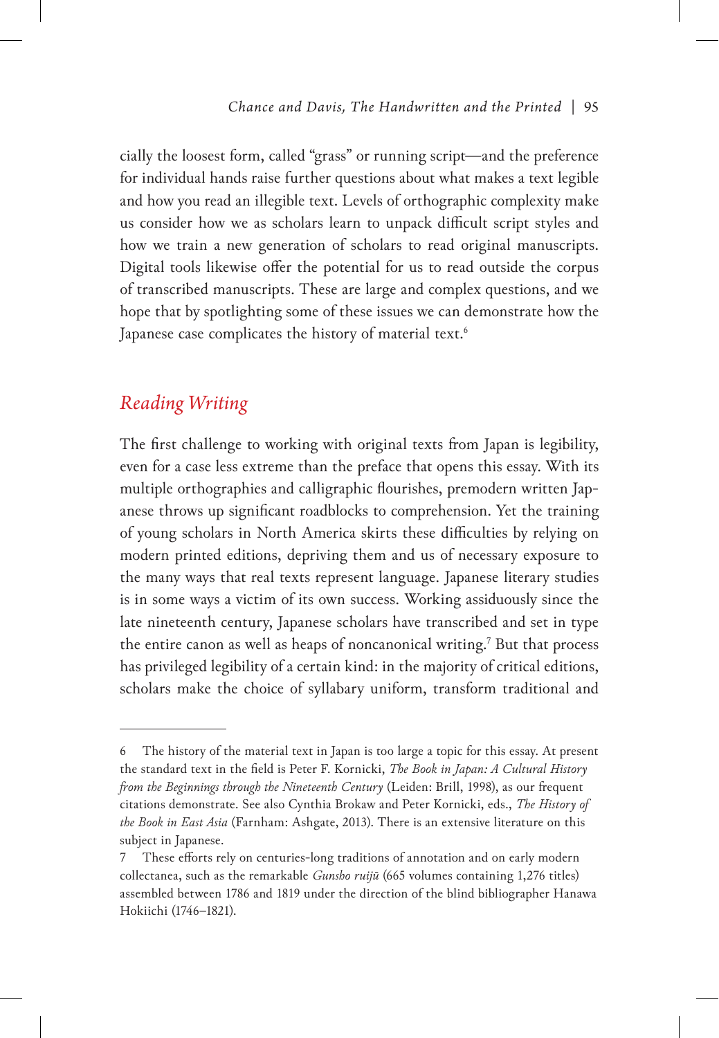cially the loosest form, called "grass" or running script—and the preference for individual hands raise further questions about what makes a text legible and how you read an illegible text. Levels of orthographic complexity make us consider how we as scholars learn to unpack difficult script styles and how we train a new generation of scholars to read original manuscripts. Digital tools likewise offer the potential for us to read outside the corpus of transcribed manuscripts. These are large and complex questions, and we hope that by spotlighting some of these issues we can demonstrate how the Japanese case complicates the history of material text.[6]

## *Reading Writing*

The first challenge to working with original texts from Japan is legibility, even for a case less extreme than the preface that opens this essay. With its multiple orthographies and calligraphic flourishes, premodern written Japanese throws up significant roadblocks to comprehension. Yet the training of young scholars in North America skirts these difficulties by relying on modern printed editions, depriving them and us of necessary exposure to the many ways that real texts represent language. Japanese literary studies is in some ways a victim of its own success. Working assiduously since the late nineteenth century, Japanese scholars have transcribed and set in type the entire canon as well as heaps of noncanonical writing.[7] But that process has privileged legibility of a certain kind: in the majority of critical editions, scholars make the choice of syllabary uniform, transform traditional and

---

6 The history of the material text in Japan is too large a topic for this essay. At present the standard text in the field is Peter F. Kornicki, *The Book in Japan: A Cultural History from the Beginnings through the Nineteenth Century* (Leiden: Brill, 1998), as our frequent citations demonstrate. See also Cynthia Brokaw and Peter Kornicki, eds., *The History of the Book in East Asia* (Farnham: Ashgate, 2013). There is an extensive literature on this subject in Japanese.

7 These efforts rely on centuries-long traditions of annotation and on early modern collectanea, such as the remarkable *Gunsho ruijū* (665 volumes containing 1,276 titles) assembled between 1786 and 1819 under the direction of the blind bibliographer Hanawa Hokiichi (1746–1821).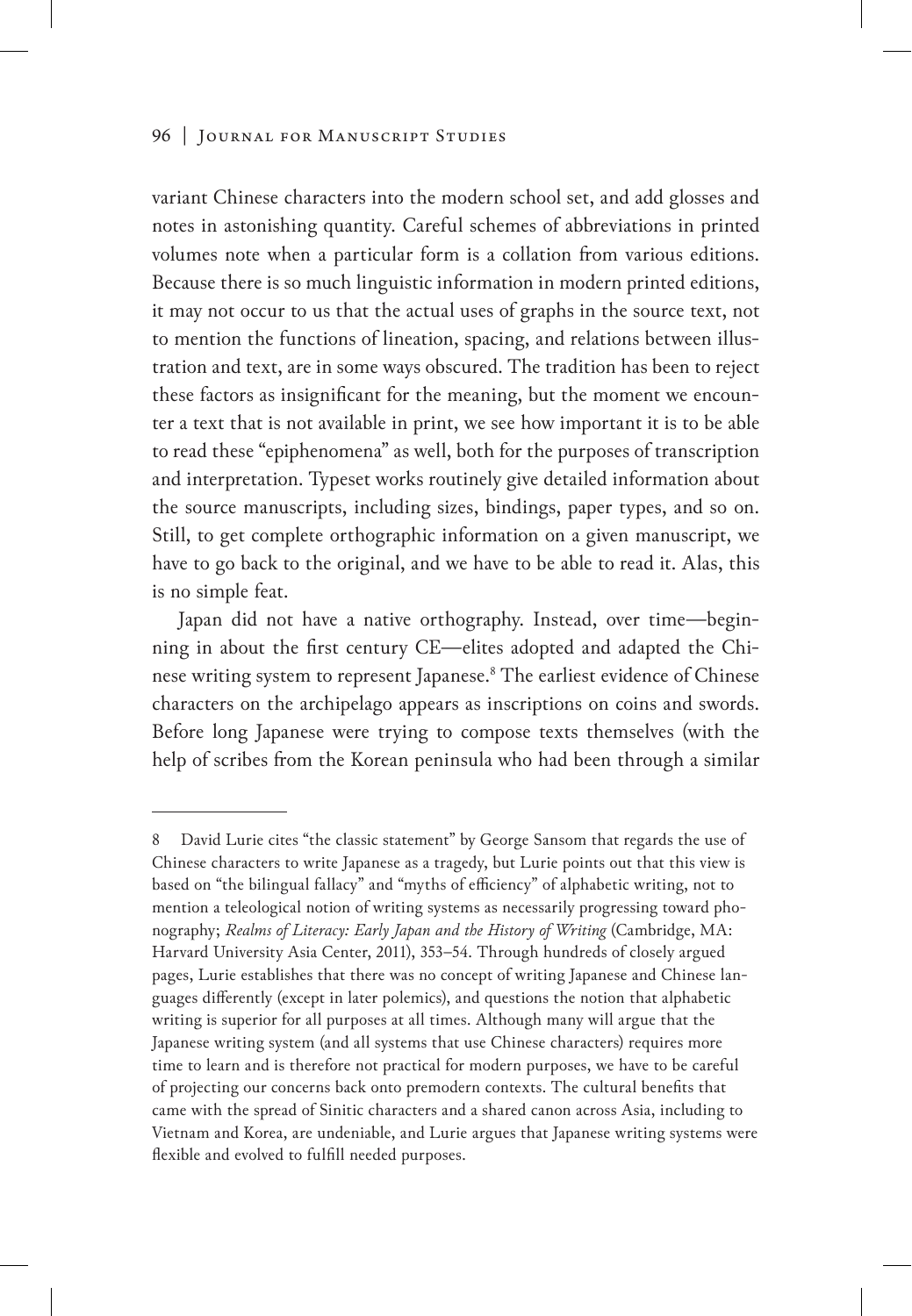variant Chinese characters into the modern school set, and add glosses and notes in astonishing quantity. Careful schemes of abbreviations in printed volumes note when a particular form is a collation from various editions. Because there is so much linguistic information in modern printed editions, it may not occur to us that the actual uses of graphs in the source text, not to mention the functions of lineation, spacing, and relations between illustration and text, are in some ways obscured. The tradition has been to reject these factors as insignificant for the meaning, but the moment we encounter a text that is not available in print, we see how important it is to be able to read these "epiphenomena" as well, both for the purposes of transcription and interpretation. Typeset works routinely give detailed information about the source manuscripts, including sizes, bindings, paper types, and so on. Still, to get complete orthographic information on a given manuscript, we have to go back to the original, and we have to be able to read it. Alas, this is no simple feat.

Japan did not have a native orthography. Instead, over time—beginning in about the first century CE—elites adopted and adapted the Chinese writing system to represent Japanese.[8] The earliest evidence of Chinese characters on the archipelago appears as inscriptions on coins and swords. Before long Japanese were trying to compose texts themselves (with the help of scribes from the Korean peninsula who had been through a similar

---

8 David Lurie cites "the classic statement" by George Sansom that regards the use of Chinese characters to write Japanese as a tragedy, but Lurie points out that this view is based on "the bilingual fallacy" and "myths of efficiency" of alphabetic writing, not to mention a teleological notion of writing systems as necessarily progressing toward phonography; *Realms of Literacy: Early Japan and the History of Writing* (Cambridge, MA: Harvard University Asia Center, 2011), 353–54. Through hundreds of closely argued pages, Lurie establishes that there was no concept of writing Japanese and Chinese languages differently (except in later polemics), and questions the notion that alphabetic writing is superior for all purposes at all times. Although many will argue that the Japanese writing system (and all systems that use Chinese characters) requires more time to learn and is therefore not practical for modern purposes, we have to be careful of projecting our concerns back onto premodern contexts. The cultural benefits that came with the spread of Sinitic characters and a shared canon across Asia, including to Vietnam and Korea, are undeniable, and Lurie argues that Japanese writing systems were flexible and evolved to fulfill needed purposes.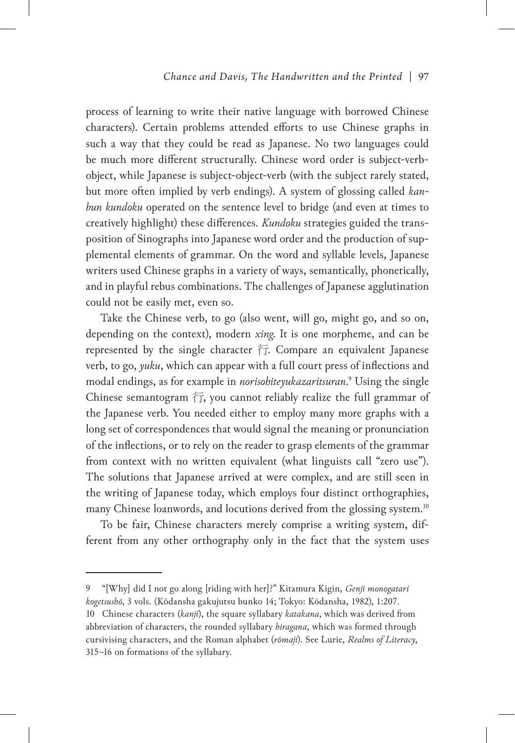process of learning to write their native language with borrowed Chinese characters). Certain problems attended efforts to use Chinese graphs in such a way that they could be read as Japanese. No two languages could be much more different structurally. Chinese word order is subject-verb-object, while Japanese is subject-object-verb (with the subject rarely stated, but more often implied by verb endings). A system of glossing called *kanbun kundoku* operated on the sentence level to bridge (and even at times to creatively highlight) these differences. *Kundoku* strategies guided the transposition of Sinographs into Japanese word order and the production of supplemental elements of grammar. On the word and syllable levels, Japanese writers used Chinese graphs in a variety of ways, semantically, phonetically, and in playful rebus combinations. The challenges of Japanese agglutination could not be easily met, even so.

Take the Chinese verb, to go (also went, will go, might go, and so on, depending on the context), modern *xing*. It is one morpheme, and can be represented by the single character 行. Compare an equivalent Japanese verb, to go, *yuku*, which can appear with a full court press of inflections and modal endings, as for example in *norisohiteyukazaritsuran*.[9] Using the single Chinese semantogram 行, you cannot reliably realize the full grammar of the Japanese verb. You needed either to employ many more graphs with a long set of correspondences that would signal the meaning or pronunciation of the inflections, or to rely on the reader to grasp elements of the grammar from context with no written equivalent (what linguists call "zero use"). The solutions that Japanese arrived at were complex, and are still seen in the writing of Japanese today, which employs four distinct orthographies, many Chinese loanwords, and locutions derived from the glossing system.[10]

To be fair, Chinese characters merely comprise a writing system, different from any other orthography only in the fact that the system uses

---

9 "[Why] did I not go along [riding with her]?" Kitamura Kigin, *Genji monogatari kogetsushō*, 3 vols. (Kōdansha gakujutsu bunko 14; Tokyo: Kōdansha, 1982), 1:207.

10 Chinese characters (*kanji*), the square syllabary *katakana*, which was derived from abbreviation of characters, the rounded syllabary *hiragana*, which was formed through cursivising characters, and the Roman alphabet (*rōmaji*). See Lurie, *Realms of Literacy*, 315–16 on formations of the syllabary.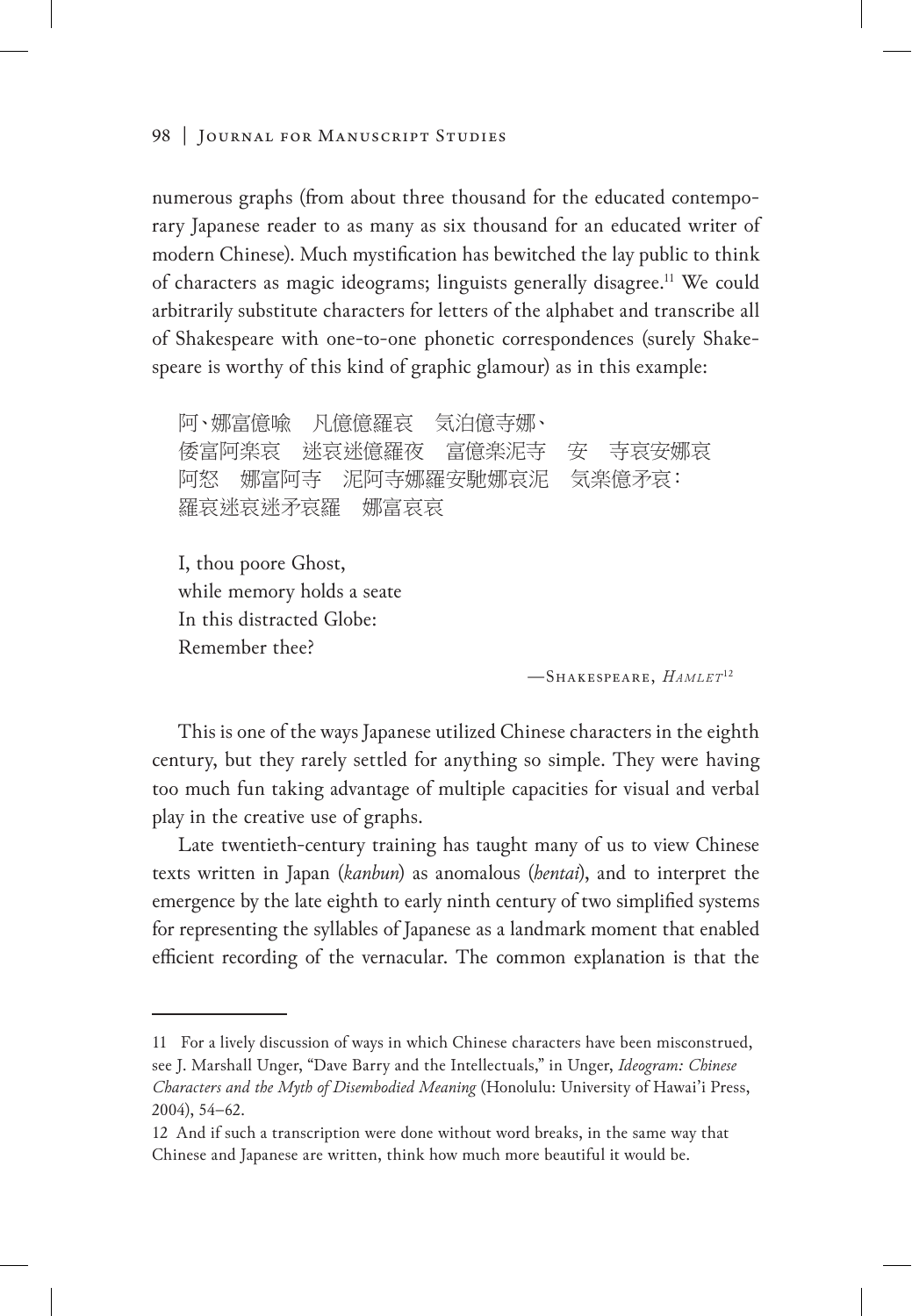numerous graphs (from about three thousand for the educated contemporary Japanese reader to as many as six thousand for an educated writer of modern Chinese). Much mystification has bewitched the lay public to think of characters as magic ideograms; linguists generally disagree.[11] We could arbitrarily substitute characters for letters of the alphabet and transcribe all of Shakespeare with one-to-one phonetic correspondences (surely Shakespeare is worthy of this kind of graphic glamour) as in this example:

> 阿、娜富億喩　凡億億羅哀　気泊億寺娜、
> 倭富阿楽哀　迷哀迷億羅夜　富億楽泥寺　安　寺哀安娜哀
> 阿怒　娜富阿寺　泥阿寺娜羅安馳娜哀泥　気楽億矛哀：
> 羅哀迷哀迷矛哀羅　娜富哀哀
>
> I, thou poore Ghost,
> while memory holds a seate
> In this distracted Globe:
> Remember thee?
>
> —Shakespeare, *Hamlet*[12]

This is one of the ways Japanese utilized Chinese characters in the eighth century, but they rarely settled for anything so simple. They were having too much fun taking advantage of multiple capacities for visual and verbal play in the creative use of graphs.

Late twentieth-century training has taught many of us to view Chinese texts written in Japan (*kanbun*) as anomalous (*hentai*), and to interpret the emergence by the late eighth to early ninth century of two simplified systems for representing the syllables of Japanese as a landmark moment that enabled efficient recording of the vernacular. The common explanation is that the

---

11 For a lively discussion of ways in which Chinese characters have been misconstrued, see J. Marshall Unger, "Dave Barry and the Intellectuals," in Unger, *Ideogram: Chinese Characters and the Myth of Disembodied Meaning* (Honolulu: University of Hawai'i Press, 2004), 54–62.

12 And if such a transcription were done without word breaks, in the same way that Chinese and Japanese are written, think how much more beautiful it would be.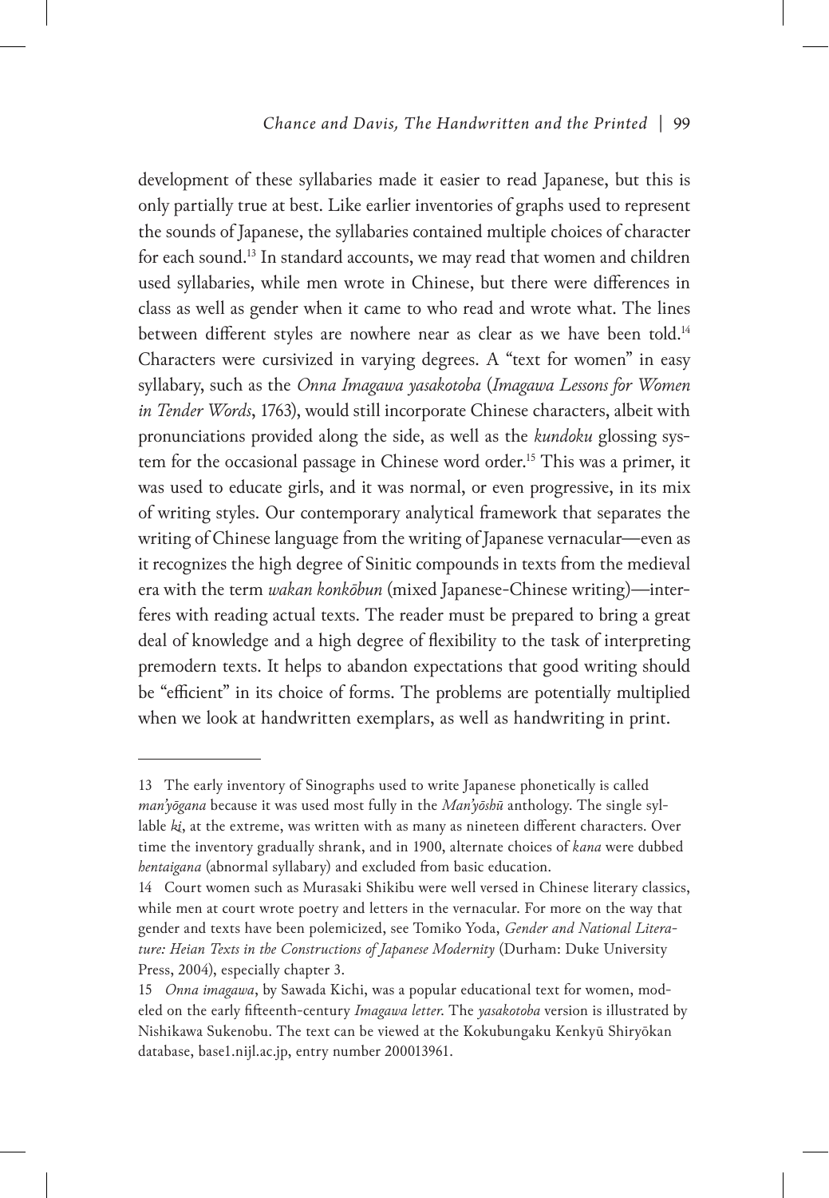development of these syllabaries made it easier to read Japanese, but this is only partially true at best. Like earlier inventories of graphs used to represent the sounds of Japanese, the syllabaries contained multiple choices of character for each sound.[13] In standard accounts, we may read that women and children used syllabaries, while men wrote in Chinese, but there were differences in class as well as gender when it came to who read and wrote what. The lines between different styles are nowhere near as clear as we have been told.[14] Characters were cursivized in varying degrees. A "text for women" in easy syllabary, such as the *Onna Imagawa yasakotoba* (*Imagawa Lessons for Women in Tender Words*, 1763), would still incorporate Chinese characters, albeit with pronunciations provided along the side, as well as the *kundoku* glossing system for the occasional passage in Chinese word order.[15] This was a primer, it was used to educate girls, and it was normal, or even progressive, in its mix of writing styles. Our contemporary analytical framework that separates the writing of Chinese language from the writing of Japanese vernacular—even as it recognizes the high degree of Sinitic compounds in texts from the medieval era with the term *wakan konkōbun* (mixed Japanese-Chinese writing)—interferes with reading actual texts. The reader must be prepared to bring a great deal of knowledge and a high degree of flexibility to the task of interpreting premodern texts. It helps to abandon expectations that good writing should be "efficient" in its choice of forms. The problems are potentially multiplied when we look at handwritten exemplars, as well as handwriting in print.

---

13 The early inventory of Sinographs used to write Japanese phonetically is called *man'yōgana* because it was used most fully in the *Man'yōshū* anthology. The single syllable *ki*, at the extreme, was written with as many as nineteen different characters. Over time the inventory gradually shrank, and in 1900, alternate choices of *kana* were dubbed *hentaigana* (abnormal syllabary) and excluded from basic education.

14 Court women such as Murasaki Shikibu were well versed in Chinese literary classics, while men at court wrote poetry and letters in the vernacular. For more on the way that gender and texts have been polemicized, see Tomiko Yoda, *Gender and National Literature: Heian Texts in the Constructions of Japanese Modernity* (Durham: Duke University Press, 2004), especially chapter 3.

15 *Onna imagawa*, by Sawada Kichi, was a popular educational text for women, modeled on the early fifteenth-century *Imagawa letter*. The *yasakotoba* version is illustrated by Nishikawa Sukenobu. The text can be viewed at the Kokubungaku Kenkyū Shiryōkan database, base1.nijl.ac.jp, entry number 200013961.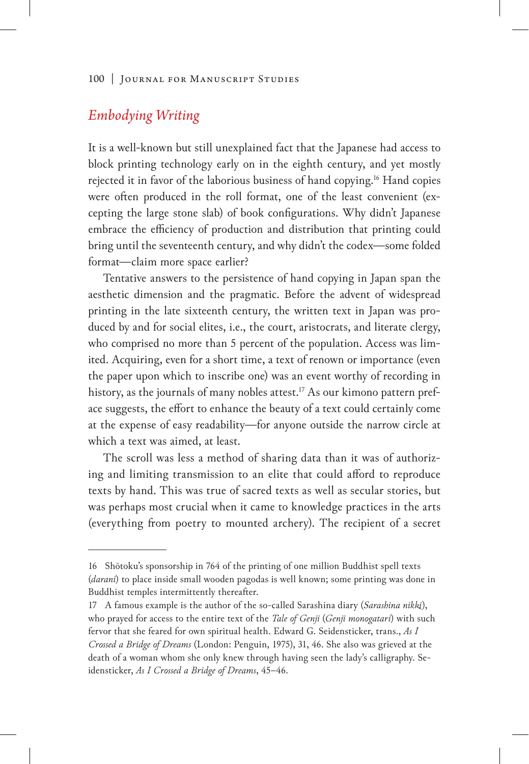## *Embodying Writing*

It is a well-known but still unexplained fact that the Japanese had access to block printing technology early on in the eighth century, and yet mostly rejected it in favor of the laborious business of hand copying.[16] Hand copies were often produced in the roll format, one of the least convenient (excepting the large stone slab) of book configurations. Why didn't Japanese embrace the efficiency of production and distribution that printing could bring until the seventeenth century, and why didn't the codex—some folded format—claim more space earlier?

Tentative answers to the persistence of hand copying in Japan span the aesthetic dimension and the pragmatic. Before the advent of widespread printing in the late sixteenth century, the written text in Japan was produced by and for social elites, i.e., the court, aristocrats, and literate clergy, who comprised no more than 5 percent of the population. Access was limited. Acquiring, even for a short time, a text of renown or importance (even the paper upon which to inscribe one) was an event worthy of recording in history, as the journals of many nobles attest.[17] As our kimono pattern preface suggests, the effort to enhance the beauty of a text could certainly come at the expense of easy readability—for anyone outside the narrow circle at which a text was aimed, at least.

The scroll was less a method of sharing data than it was of authorizing and limiting transmission to an elite that could afford to reproduce texts by hand. This was true of sacred texts as well as secular stories, but was perhaps most crucial when it came to knowledge practices in the arts (everything from poetry to mounted archery). The recipient of a secret

---

16 Shōtoku's sponsorship in 764 of the printing of one million Buddhist spell texts (*darani*) to place inside small wooden pagodas is well known; some printing was done in Buddhist temples intermittently thereafter.

17 A famous example is the author of the so-called Sarashina diary (*Sarashina nikki*), who prayed for access to the entire text of the *Tale of Genji* (*Genji monogatari*) with such fervor that she feared for own spiritual health. Edward G. Seidensticker, trans., *As I Crossed a Bridge of Dreams* (London: Penguin, 1975), 31, 46. She also was grieved at the death of a woman whom she only knew through having seen the lady's calligraphy. Seidensticker, *As I Crossed a Bridge of Dreams*, 45–46.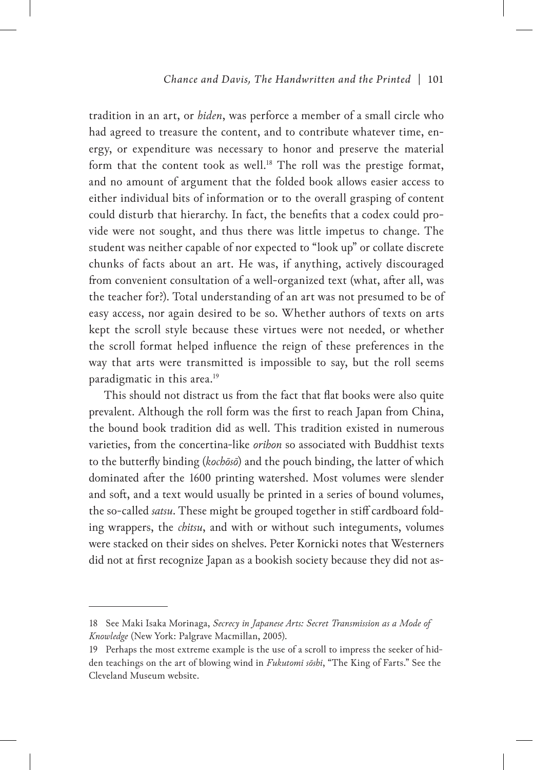tradition in an art, or *hiden*, was perforce a member of a small circle who had agreed to treasure the content, and to contribute whatever time, energy, or expenditure was necessary to honor and preserve the material form that the content took as well.[18] The roll was the prestige format, and no amount of argument that the folded book allows easier access to either individual bits of information or to the overall grasping of content could disturb that hierarchy. In fact, the benefits that a codex could provide were not sought, and thus there was little impetus to change. The student was neither capable of nor expected to "look up" or collate discrete chunks of facts about an art. He was, if anything, actively discouraged from convenient consultation of a well-organized text (what, after all, was the teacher for?). Total understanding of an art was not presumed to be of easy access, nor again desired to be so. Whether authors of texts on arts kept the scroll style because these virtues were not needed, or whether the scroll format helped influence the reign of these preferences in the way that arts were transmitted is impossible to say, but the roll seems paradigmatic in this area.[19]

This should not distract us from the fact that flat books were also quite prevalent. Although the roll form was the first to reach Japan from China, the bound book tradition did as well. This tradition existed in numerous varieties, from the concertina-like *orihon* so associated with Buddhist texts to the butterfly binding (*kochōsō*) and the pouch binding, the latter of which dominated after the 1600 printing watershed. Most volumes were slender and soft, and a text would usually be printed in a series of bound volumes, the so-called *satsu*. These might be grouped together in stiff cardboard folding wrappers, the *chitsu*, and with or without such integuments, volumes were stacked on their sides on shelves. Peter Kornicki notes that Westerners did not at first recognize Japan as a bookish society because they did not as-

---

18 See Maki Isaka Morinaga, *Secrecy in Japanese Arts: Secret Transmission as a Mode of Knowledge* (New York: Palgrave Macmillan, 2005).

19 Perhaps the most extreme example is the use of a scroll to impress the seeker of hidden teachings on the art of blowing wind in *Fukutomi sōshi*, "The King of Farts." See the Cleveland Museum website.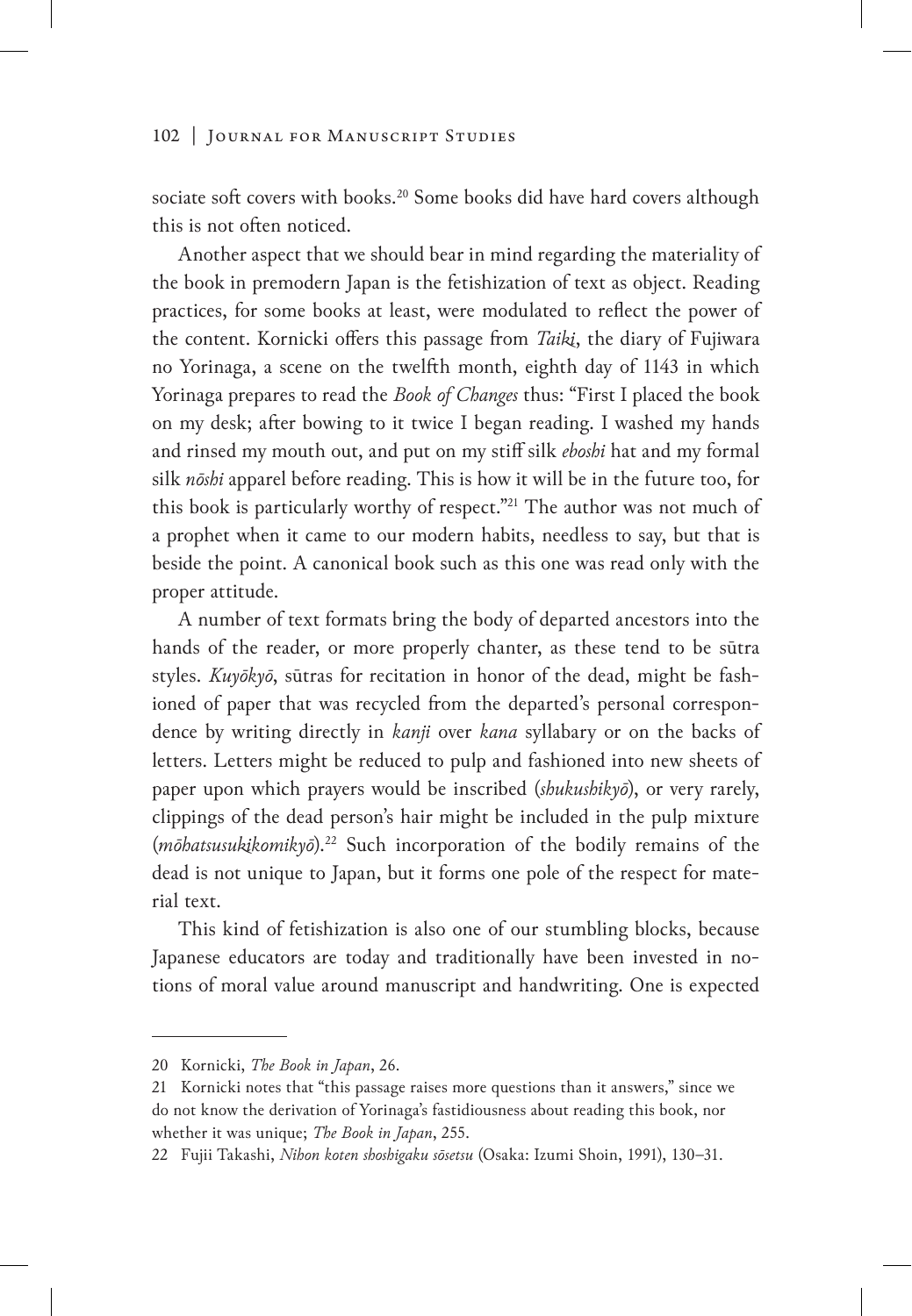sociate soft covers with books.[20] Some books did have hard covers although this is not often noticed.

Another aspect that we should bear in mind regarding the materiality of the book in premodern Japan is the fetishization of text as object. Reading practices, for some books at least, were modulated to reflect the power of the content. Kornicki offers this passage from *Taiki*, the diary of Fujiwara no Yorinaga, a scene on the twelfth month, eighth day of 1143 in which Yorinaga prepares to read the *Book of Changes* thus: "First I placed the book on my desk; after bowing to it twice I began reading. I washed my hands and rinsed my mouth out, and put on my stiff silk *eboshi* hat and my formal silk *nōshi* apparel before reading. This is how it will be in the future too, for this book is particularly worthy of respect."[21] The author was not much of a prophet when it came to our modern habits, needless to say, but that is beside the point. A canonical book such as this one was read only with the proper attitude.

A number of text formats bring the body of departed ancestors into the hands of the reader, or more properly chanter, as these tend to be sūtra styles. *Kuyōkyō*, sūtras for recitation in honor of the dead, might be fashioned of paper that was recycled from the departed's personal correspondence by writing directly in *kanji* over *kana* syllabary or on the backs of letters. Letters might be reduced to pulp and fashioned into new sheets of paper upon which prayers would be inscribed (*shukushikyō*), or very rarely, clippings of the dead person's hair might be included in the pulp mixture (*mōhatsusukikomikyō*).[22] Such incorporation of the bodily remains of the dead is not unique to Japan, but it forms one pole of the respect for material text.

This kind of fetishization is also one of our stumbling blocks, because Japanese educators are today and traditionally have been invested in notions of moral value around manuscript and handwriting. One is expected

---

20 Kornicki, *The Book in Japan*, 26.

21 Kornicki notes that "this passage raises more questions than it answers," since we do not know the derivation of Yorinaga's fastidiousness about reading this book, nor whether it was unique; *The Book in Japan*, 255.

22 Fujii Takashi, *Nihon koten shoshigaku sōsetsu* (Osaka: Izumi Shoin, 1991), 130–31.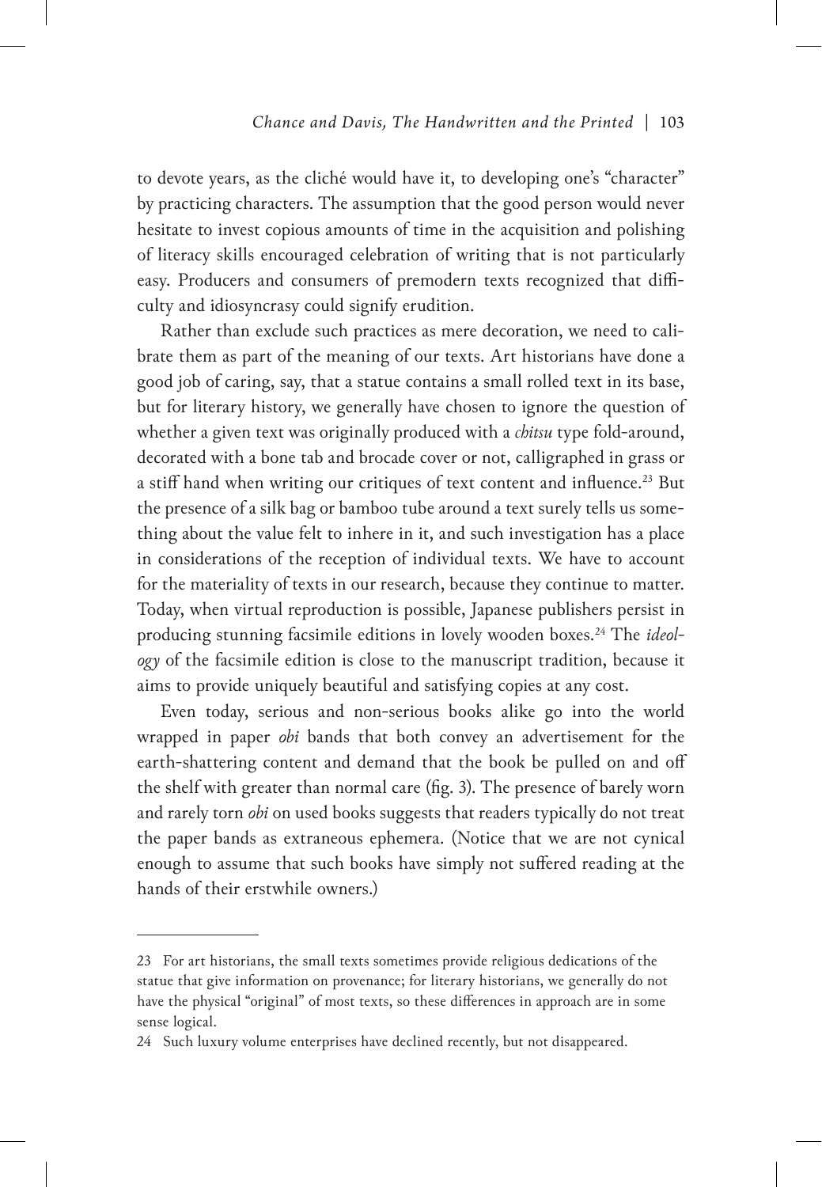to devote years, as the cliché would have it, to developing one's "character" by practicing characters. The assumption that the good person would never hesitate to invest copious amounts of time in the acquisition and polishing of literacy skills encouraged celebration of writing that is not particularly easy. Producers and consumers of premodern texts recognized that difficulty and idiosyncrasy could signify erudition.

Rather than exclude such practices as mere decoration, we need to calibrate them as part of the meaning of our texts. Art historians have done a good job of caring, say, that a statue contains a small rolled text in its base, but for literary history, we generally have chosen to ignore the question of whether a given text was originally produced with a *chitsu* type fold-around, decorated with a bone tab and brocade cover or not, calligraphed in grass or a stiff hand when writing our critiques of text content and influence.[23] But the presence of a silk bag or bamboo tube around a text surely tells us something about the value felt to inhere in it, and such investigation has a place in considerations of the reception of individual texts. We have to account for the materiality of texts in our research, because they continue to matter. Today, when virtual reproduction is possible, Japanese publishers persist in producing stunning facsimile editions in lovely wooden boxes.[24] The *ideology* of the facsimile edition is close to the manuscript tradition, because it aims to provide uniquely beautiful and satisfying copies at any cost.

Even today, serious and non-serious books alike go into the world wrapped in paper *obi* bands that both convey an advertisement for the earth-shattering content and demand that the book be pulled on and off the shelf with greater than normal care (fig. 3). The presence of barely worn and rarely torn *obi* on used books suggests that readers typically do not treat the paper bands as extraneous ephemera. (Notice that we are not cynical enough to assume that such books have simply not suffered reading at the hands of their erstwhile owners.)

---

23 For art historians, the small texts sometimes provide religious dedications of the statue that give information on provenance; for literary historians, we generally do not have the physical "original" of most texts, so these differences in approach are in some sense logical.

24 Such luxury volume enterprises have declined recently, but not disappeared.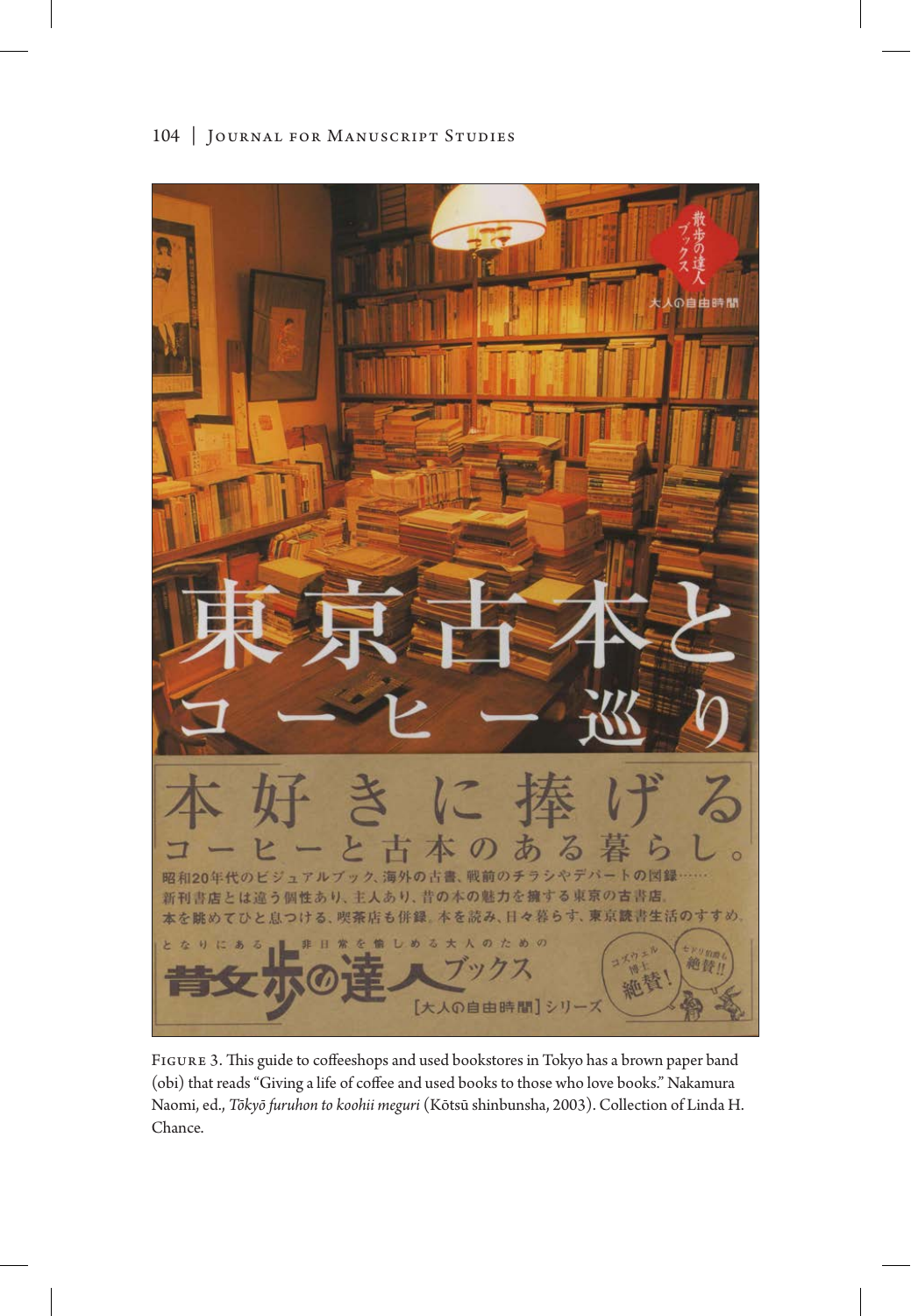Figure 3. This guide to coffeeshops and used bookstores in Tokyo has a brown paper band (obi) that reads "Giving a life of coffee and used books to those who love books." Nakamura Naomi, ed., *Tōkyō furuhon to koohii meguri* (Kōtsū shinbunsha, 2003). Collection of Linda H. Chance.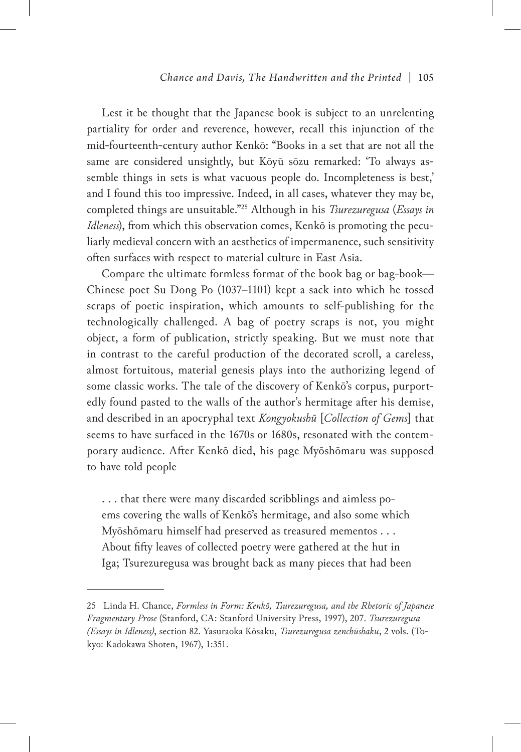Lest it be thought that the Japanese book is subject to an unrelenting partiality for order and reverence, however, recall this injunction of the mid-fourteenth-century author Kenkō: "Books in a set that are not all the same are considered unsightly, but Kōyū sōzu remarked: 'To always assemble things in sets is what vacuous people do. Incompleteness is best,' and I found this too impressive. Indeed, in all cases, whatever they may be, completed things are unsuitable."[25] Although in his *Tsurezuregusa* (*Essays in Idleness*), from which this observation comes, Kenkō is promoting the peculiarly medieval concern with an aesthetics of impermanence, such sensitivity often surfaces with respect to material culture in East Asia.

Compare the ultimate formless format of the book bag or bag-book—Chinese poet Su Dong Po (1037–1101) kept a sack into which he tossed scraps of poetic inspiration, which amounts to self-publishing for the technologically challenged. A bag of poetry scraps is not, you might object, a form of publication, strictly speaking. But we must note that in contrast to the careful production of the decorated scroll, a careless, almost fortuitous, material genesis plays into the authorizing legend of some classic works. The tale of the discovery of Kenkō's corpus, purportedly found pasted to the walls of the author's hermitage after his demise, and described in an apocryphal text *Kongyokushū* [*Collection of Gems*] that seems to have surfaced in the 1670s or 1680s, resonated with the contemporary audience. After Kenkō died, his page Myōshōmaru was supposed to have told people

> . . . that there were many discarded scribblings and aimless poems covering the walls of Kenkō's hermitage, and also some which Myōshōmaru himself had preserved as treasured mementos . . . About fifty leaves of collected poetry were gathered at the hut in Iga; Tsurezuregusa was brought back as many pieces that had been

---

25 Linda H. Chance, *Formless in Form: Kenkō, Tsurezuregusa, and the Rhetoric of Japanese Fragmentary Prose* (Stanford, CA: Stanford University Press, 1997), 207. *Tsurezuregusa (Essays in Idleness)*, section 82. Yasuraoka Kōsaku, *Tsurezuregusa zenchūshaku*, 2 vols. (Tokyo: Kadokawa Shoten, 1967), 1:351.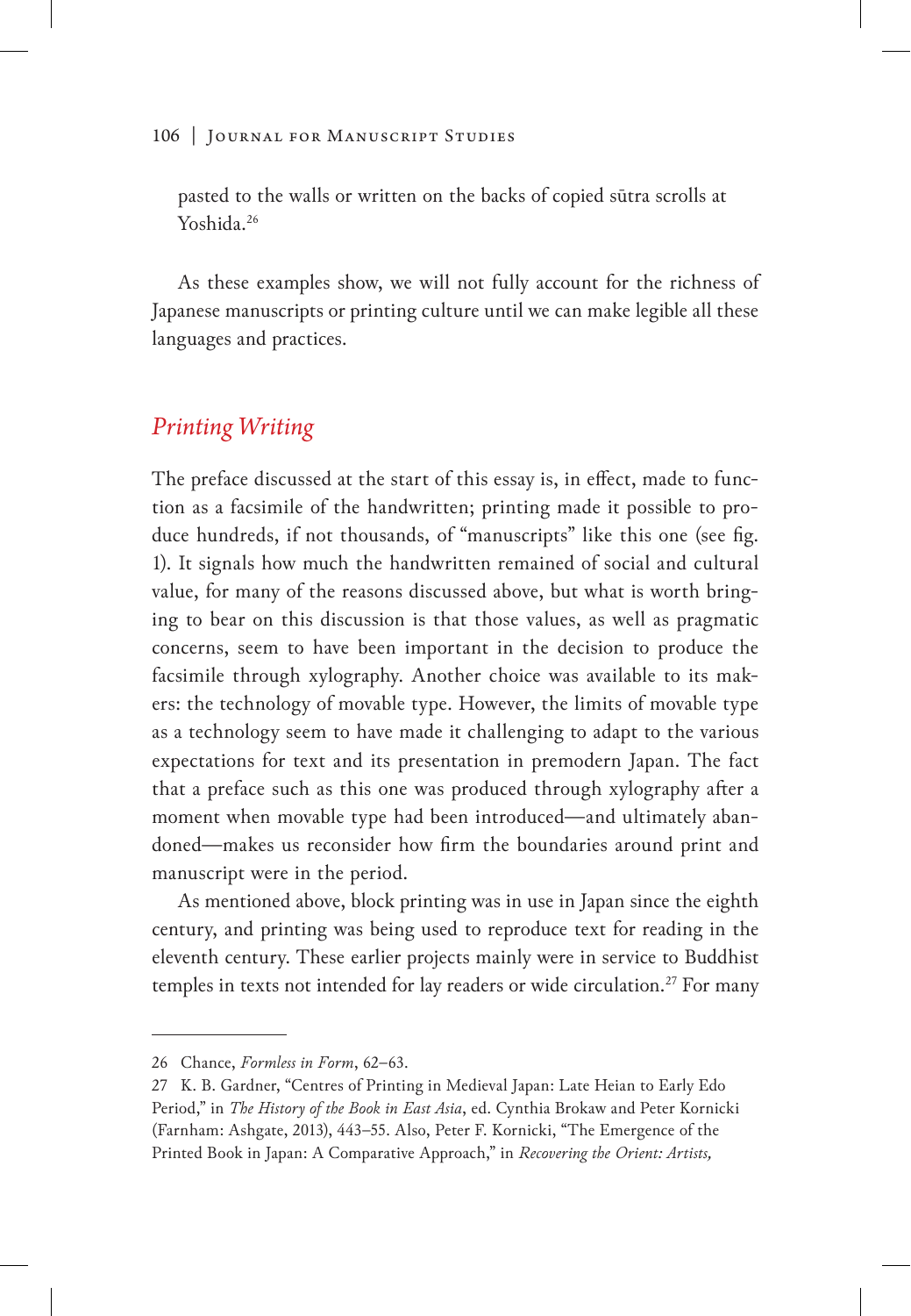pasted to the walls or written on the backs of copied sūtra scrolls at Yoshida.[26]

As these examples show, we will not fully account for the richness of Japanese manuscripts or printing culture until we can make legible all these languages and practices.

## *Printing Writing*

The preface discussed at the start of this essay is, in effect, made to function as a facsimile of the handwritten; printing made it possible to produce hundreds, if not thousands, of "manuscripts" like this one (see fig. 1). It signals how much the handwritten remained of social and cultural value, for many of the reasons discussed above, but what is worth bringing to bear on this discussion is that those values, as well as pragmatic concerns, seem to have been important in the decision to produce the facsimile through xylography. Another choice was available to its makers: the technology of movable type. However, the limits of movable type as a technology seem to have made it challenging to adapt to the various expectations for text and its presentation in premodern Japan. The fact that a preface such as this one was produced through xylography after a moment when movable type had been introduced—and ultimately abandoned—makes us reconsider how firm the boundaries around print and manuscript were in the period.

As mentioned above, block printing was in use in Japan since the eighth century, and printing was being used to reproduce text for reading in the eleventh century. These earlier projects mainly were in service to Buddhist temples in texts not intended for lay readers or wide circulation.[27] For many

---

26 Chance, *Formless in Form*, 62–63.

27 K. B. Gardner, "Centres of Printing in Medieval Japan: Late Heian to Early Edo Period," in *The History of the Book in East Asia*, ed. Cynthia Brokaw and Peter Kornicki (Farnham: Ashgate, 2013), 443–55. Also, Peter F. Kornicki, "The Emergence of the Printed Book in Japan: A Comparative Approach," in *Recovering the Orient: Artists,*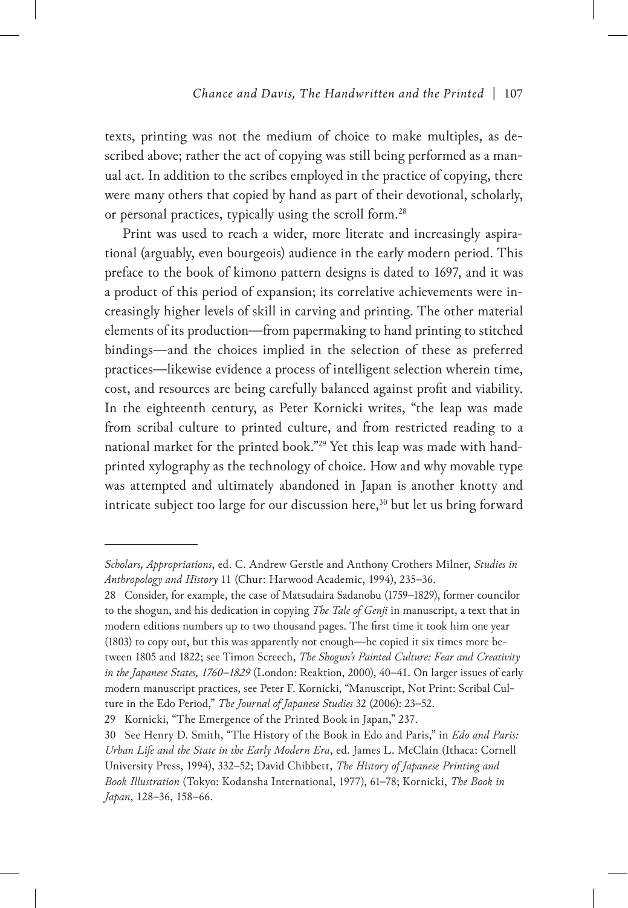texts, printing was not the medium of choice to make multiples, as described above; rather the act of copying was still being performed as a manual act. In addition to the scribes employed in the practice of copying, there were many others that copied by hand as part of their devotional, scholarly, or personal practices, typically using the scroll form.[28]

Print was used to reach a wider, more literate and increasingly aspirational (arguably, even bourgeois) audience in the early modern period. This preface to the book of kimono pattern designs is dated to 1697, and it was a product of this period of expansion; its correlative achievements were increasingly higher levels of skill in carving and printing. The other material elements of its production—from papermaking to hand printing to stitched bindings—and the choices implied in the selection of these as preferred practices—likewise evidence a process of intelligent selection wherein time, cost, and resources are being carefully balanced against profit and viability. In the eighteenth century, as Peter Kornicki writes, "the leap was made from scribal culture to printed culture, and from restricted reading to a national market for the printed book."[29] Yet this leap was made with hand-printed xylography as the technology of choice. How and why movable type was attempted and ultimately abandoned in Japan is another knotty and intricate subject too large for our discussion here,[30] but let us bring forward

---

*Scholars, Appropriations*, ed. C. Andrew Gerstle and Anthony Crothers Milner, *Studies in Anthropology and History* 11 (Chur: Harwood Academic, 1994), 235–36.

28 Consider, for example, the case of Matsudaira Sadanobu (1759–1829), former councilor to the shogun, and his dedication in copying *The Tale of Genji* in manuscript, a text that in modern editions numbers up to two thousand pages. The first time it took him one year (1803) to copy out, but this was apparently not enough—he copied it six times more between 1805 and 1822; see Timon Screech, *The Shogun's Painted Culture: Fear and Creativity in the Japanese States, 1760–1829* (London: Reaktion, 2000), 40–41. On larger issues of early modern manuscript practices, see Peter F. Kornicki, "Manuscript, Not Print: Scribal Culture in the Edo Period," *The Journal of Japanese Studies* 32 (2006): 23–52.

29 Kornicki, "The Emergence of the Printed Book in Japan," 237.

30 See Henry D. Smith, "The History of the Book in Edo and Paris," in *Edo and Paris: Urban Life and the State in the Early Modern Era*, ed. James L. McClain (Ithaca: Cornell University Press, 1994), 332–52; David Chibbett, *The History of Japanese Printing and Book Illustration* (Tokyo: Kodansha International, 1977), 61–78; Kornicki, *The Book in Japan*, 128–36, 158–66.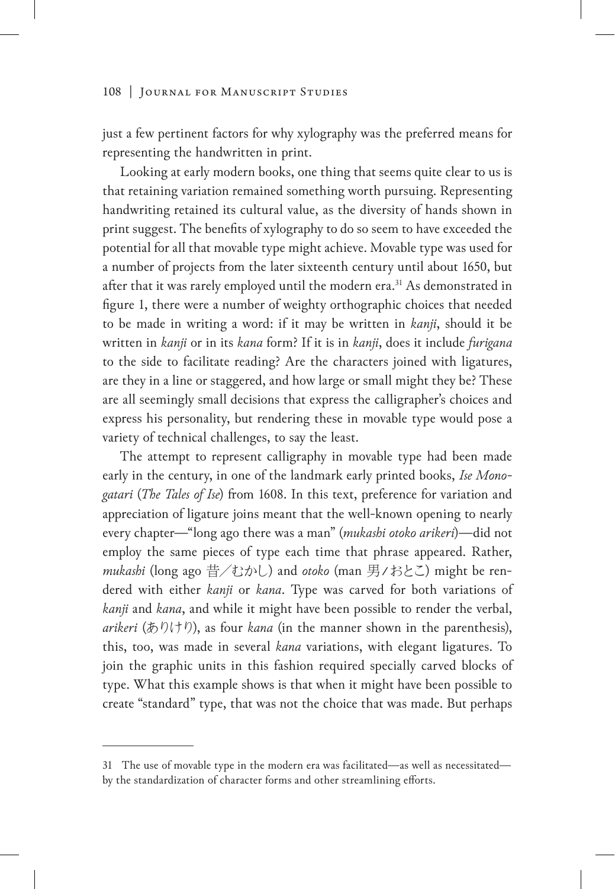just a few pertinent factors for why xylography was the preferred means for representing the handwritten in print.

Looking at early modern books, one thing that seems quite clear to us is that retaining variation remained something worth pursuing. Representing handwriting retained its cultural value, as the diversity of hands shown in print suggest. The benefits of xylography to do so seem to have exceeded the potential for all that movable type might achieve. Movable type was used for a number of projects from the later sixteenth century until about 1650, but after that it was rarely employed until the modern era.[31] As demonstrated in figure 1, there were a number of weighty orthographic choices that needed to be made in writing a word: if it may be written in *kanji*, should it be written in *kanji* or in its *kana* form? If it is in *kanji*, does it include *furigana* to the side to facilitate reading? Are the characters joined with ligatures, are they in a line or staggered, and how large or small might they be? These are all seemingly small decisions that express the calligrapher's choices and express his personality, but rendering these in movable type would pose a variety of technical challenges, to say the least.

The attempt to represent calligraphy in movable type had been made early in the century, in one of the landmark early printed books, *Ise Monogatari* (*The Tales of Ise*) from 1608. In this text, preference for variation and appreciation of ligature joins meant that the well-known opening to nearly every chapter—"long ago there was a man" (*mukashi otoko arikeri*)—did not employ the same pieces of type each time that phrase appeared. Rather, *mukashi* (long ago 昔／むかし) and *otoko* (man 男／おとこ) might be rendered with either *kanji* or *kana*. Type was carved for both variations of *kanji* and *kana*, and while it might have been possible to render the verbal, *arikeri* (ありけり), as four *kana* (in the manner shown in the parenthesis), this, too, was made in several *kana* variations, with elegant ligatures. To join the graphic units in this fashion required specially carved blocks of type. What this example shows is that when it might have been possible to create "standard" type, that was not the choice that was made. But perhaps

31 The use of movable type in the modern era was facilitated—as well as necessitated—by the standardization of character forms and other streamlining efforts.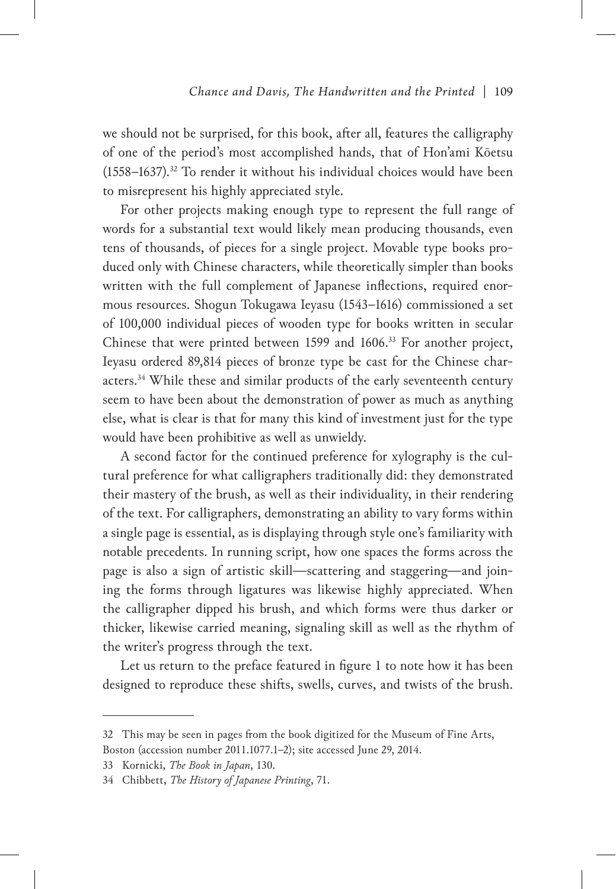we should not be surprised, for this book, after all, features the calligraphy of one of the period's most accomplished hands, that of Hon'ami Kōetsu (1558–1637).[32] To render it without his individual choices would have been to misrepresent his highly appreciated style.

For other projects making enough type to represent the full range of words for a substantial text would likely mean producing thousands, even tens of thousands, of pieces for a single project. Movable type books produced only with Chinese characters, while theoretically simpler than books written with the full complement of Japanese inflections, required enormous resources. Shogun Tokugawa Ieyasu (1543–1616) commissioned a set of 100,000 individual pieces of wooden type for books written in secular Chinese that were printed between 1599 and 1606.[33] For another project, Ieyasu ordered 89,814 pieces of bronze type be cast for the Chinese characters.[34] While these and similar products of the early seventeenth century seem to have been about the demonstration of power as much as anything else, what is clear is that for many this kind of investment just for the type would have been prohibitive as well as unwieldy.

A second factor for the continued preference for xylography is the cultural preference for what calligraphers traditionally did: they demonstrated their mastery of the brush, as well as their individuality, in their rendering of the text. For calligraphers, demonstrating an ability to vary forms within a single page is essential, as is displaying through style one's familiarity with notable precedents. In running script, how one spaces the forms across the page is also a sign of artistic skill—scattering and staggering—and joining the forms through ligatures was likewise highly appreciated. When the calligrapher dipped his brush, and which forms were thus darker or thicker, likewise carried meaning, signaling skill as well as the rhythm of the writer's progress through the text.

Let us return to the preface featured in figure 1 to note how it has been designed to reproduce these shifts, swells, curves, and twists of the brush.

---

32 This may be seen in pages from the book digitized for the Museum of Fine Arts, Boston (accession number 2011.1077.1–2); site accessed June 29, 2014.

33 Kornicki, *The Book in Japan*, 130.

34 Chibbett, *The History of Japanese Printing*, 71.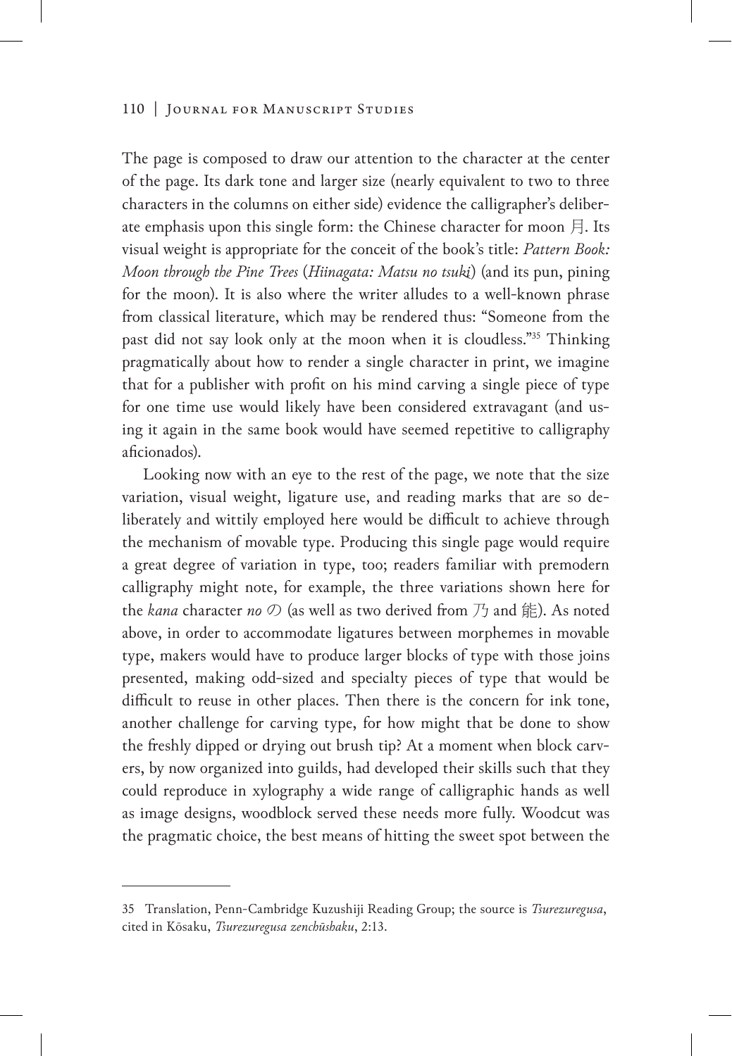The page is composed to draw our attention to the character at the center of the page. Its dark tone and larger size (nearly equivalent to two to three characters in the columns on either side) evidence the calligrapher's deliberate emphasis upon this single form: the Chinese character for moon 月. Its visual weight is appropriate for the conceit of the book's title: *Pattern Book: Moon through the Pine Trees* (*Hiinagata: Matsu no tsuki*) (and its pun, pining for the moon). It is also where the writer alludes to a well-known phrase from classical literature, which may be rendered thus: "Someone from the past did not say look only at the moon when it is cloudless."[35] Thinking pragmatically about how to render a single character in print, we imagine that for a publisher with profit on his mind carving a single piece of type for one time use would likely have been considered extravagant (and using it again in the same book would have seemed repetitive to calligraphy aficionados).

Looking now with an eye to the rest of the page, we note that the size variation, visual weight, ligature use, and reading marks that are so deliberately and wittily employed here would be difficult to achieve through the mechanism of movable type. Producing this single page would require a great degree of variation in type, too; readers familiar with premodern calligraphy might note, for example, the three variations shown here for the *kana* character *no* の (as well as two derived from 乃 and 能). As noted above, in order to accommodate ligatures between morphemes in movable type, makers would have to produce larger blocks of type with those joins presented, making odd-sized and specialty pieces of type that would be difficult to reuse in other places. Then there is the concern for ink tone, another challenge for carving type, for how might that be done to show the freshly dipped or drying out brush tip? At a moment when block carvers, by now organized into guilds, had developed their skills such that they could reproduce in xylography a wide range of calligraphic hands as well as image designs, woodblock served these needs more fully. Woodcut was the pragmatic choice, the best means of hitting the sweet spot between the

---

35 Translation, Penn-Cambridge Kuzushiji Reading Group; the source is *Tsurezuregusa*, cited in Kōsaku, *Tsurezuregusa zenchūshaku*, 2:13.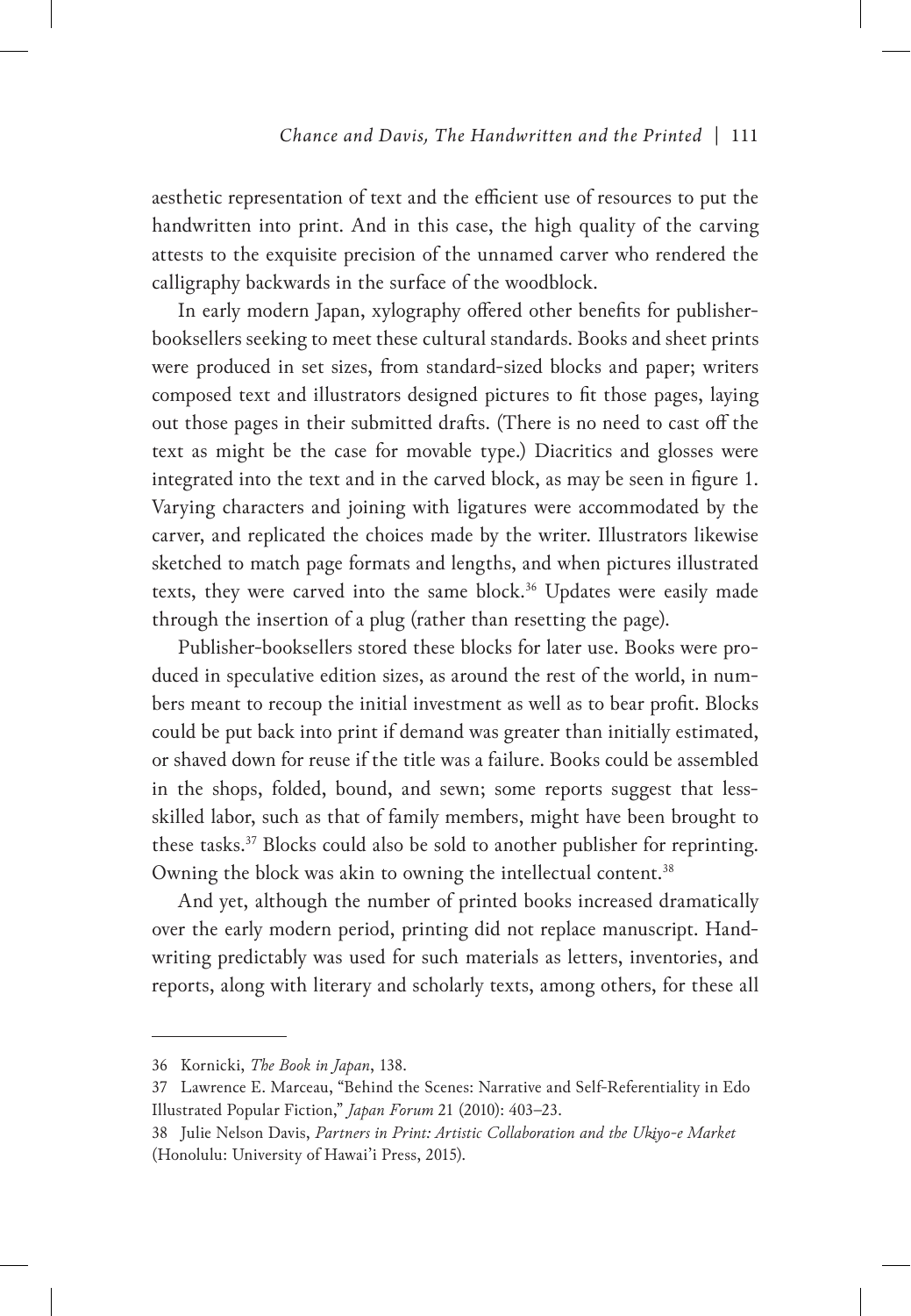aesthetic representation of text and the efficient use of resources to put the handwritten into print. And in this case, the high quality of the carving attests to the exquisite precision of the unnamed carver who rendered the calligraphy backwards in the surface of the woodblock.

In early modern Japan, xylography offered other benefits for publisher-booksellers seeking to meet these cultural standards. Books and sheet prints were produced in set sizes, from standard-sized blocks and paper; writers composed text and illustrators designed pictures to fit those pages, laying out those pages in their submitted drafts. (There is no need to cast off the text as might be the case for movable type.) Diacritics and glosses were integrated into the text and in the carved block, as may be seen in figure 1. Varying characters and joining with ligatures were accommodated by the carver, and replicated the choices made by the writer. Illustrators likewise sketched to match page formats and lengths, and when pictures illustrated texts, they were carved into the same block.[36] Updates were easily made through the insertion of a plug (rather than resetting the page).

Publisher-booksellers stored these blocks for later use. Books were produced in speculative edition sizes, as around the rest of the world, in numbers meant to recoup the initial investment as well as to bear profit. Blocks could be put back into print if demand was greater than initially estimated, or shaved down for reuse if the title was a failure. Books could be assembled in the shops, folded, bound, and sewn; some reports suggest that less-skilled labor, such as that of family members, might have been brought to these tasks.[37] Blocks could also be sold to another publisher for reprinting. Owning the block was akin to owning the intellectual content.[38]

And yet, although the number of printed books increased dramatically over the early modern period, printing did not replace manuscript. Handwriting predictably was used for such materials as letters, inventories, and reports, along with literary and scholarly texts, among others, for these all

---

36 Kornicki, *The Book in Japan*, 138.

37 Lawrence E. Marceau, "Behind the Scenes: Narrative and Self-Referentiality in Edo Illustrated Popular Fiction," *Japan Forum* 21 (2010): 403–23.

38 Julie Nelson Davis, *Partners in Print: Artistic Collaboration and the Ukiyo-e Market* (Honolulu: University of Hawai'i Press, 2015).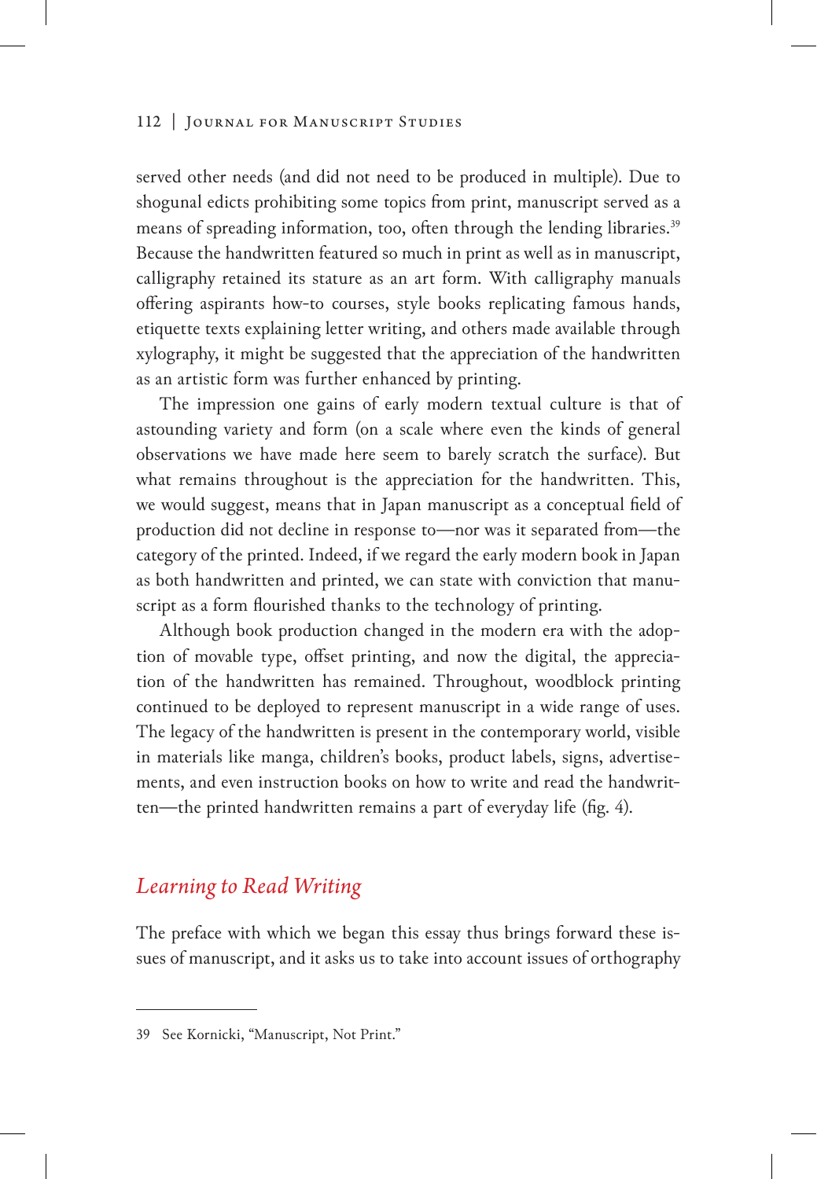served other needs (and did not need to be produced in multiple). Due to shogunal edicts prohibiting some topics from print, manuscript served as a means of spreading information, too, often through the lending libraries.[39] Because the handwritten featured so much in print as well as in manuscript, calligraphy retained its stature as an art form. With calligraphy manuals offering aspirants how-to courses, style books replicating famous hands, etiquette texts explaining letter writing, and others made available through xylography, it might be suggested that the appreciation of the handwritten as an artistic form was further enhanced by printing.

The impression one gains of early modern textual culture is that of astounding variety and form (on a scale where even the kinds of general observations we have made here seem to barely scratch the surface). But what remains throughout is the appreciation for the handwritten. This, we would suggest, means that in Japan manuscript as a conceptual field of production did not decline in response to—nor was it separated from—the category of the printed. Indeed, if we regard the early modern book in Japan as both handwritten and printed, we can state with conviction that manuscript as a form flourished thanks to the technology of printing.

Although book production changed in the modern era with the adoption of movable type, offset printing, and now the digital, the appreciation of the handwritten has remained. Throughout, woodblock printing continued to be deployed to represent manuscript in a wide range of uses. The legacy of the handwritten is present in the contemporary world, visible in materials like manga, children's books, product labels, signs, advertisements, and even instruction books on how to write and read the handwritten—the printed handwritten remains a part of everyday life (fig. 4).

## *Learning to Read Writing*

The preface with which we began this essay thus brings forward these issues of manuscript, and it asks us to take into account issues of orthography

---

39 See Kornicki, "Manuscript, Not Print."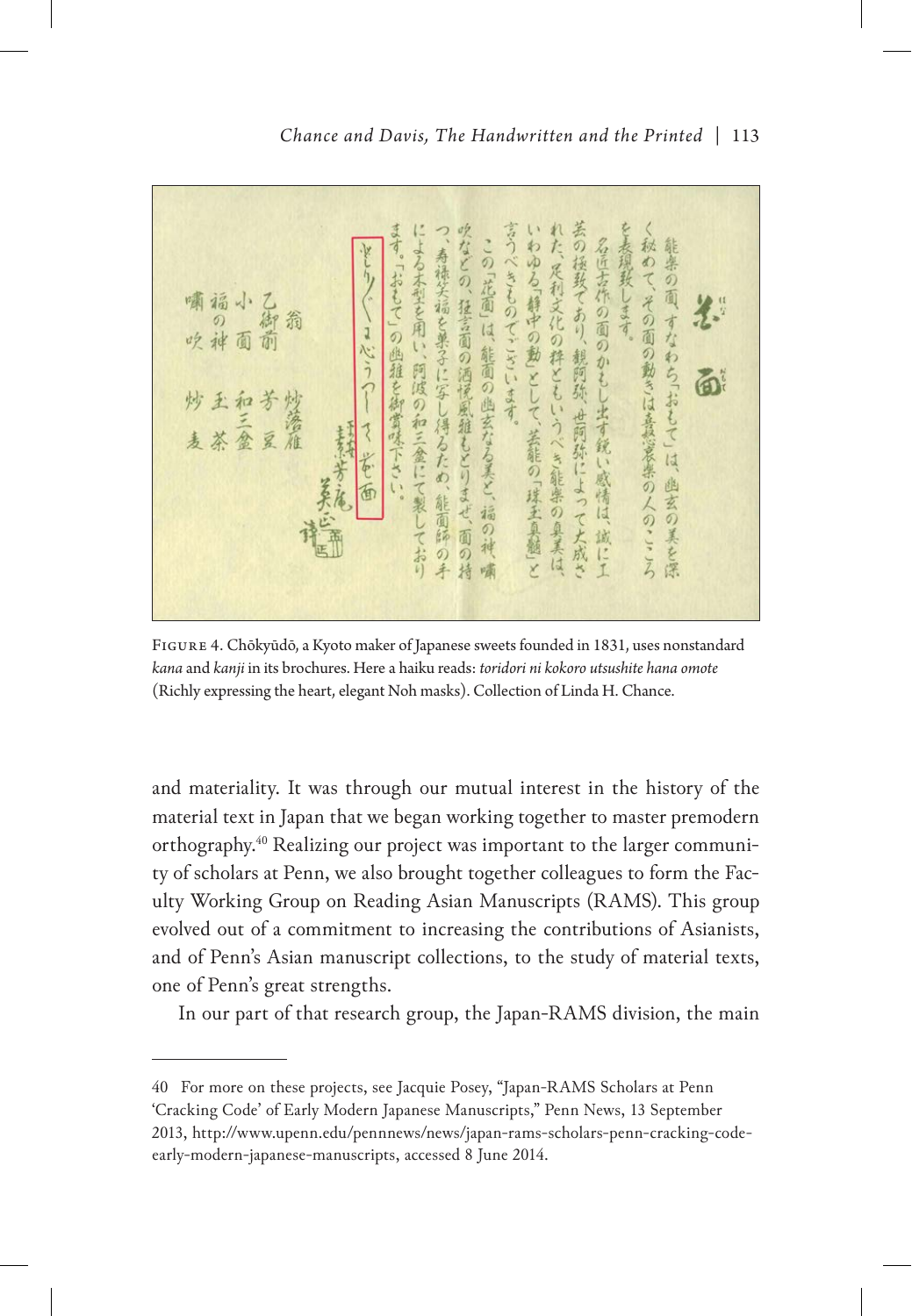FIGURE 4. Chōkyūdō, a Kyoto maker of Japanese sweets founded in 1831, uses nonstandard *kana* and *kanji* in its brochures. Here a haiku reads: *toridori ni kokoro utsushite hana omote* (Richly expressing the heart, elegant Noh masks). Collection of Linda H. Chance.

and materiality. It was through our mutual interest in the history of the material text in Japan that we began working together to master premodern orthography.[40] Realizing our project was important to the larger community of scholars at Penn, we also brought together colleagues to form the Faculty Working Group on Reading Asian Manuscripts (RAMS). This group evolved out of a commitment to increasing the contributions of Asianists, and of Penn's Asian manuscript collections, to the study of material texts, one of Penn's great strengths.

In our part of that research group, the Japan-RAMS division, the main

---

40 For more on these projects, see Jacquie Posey, "Japan-RAMS Scholars at Penn 'Cracking Code' of Early Modern Japanese Manuscripts," Penn News, 13 September 2013, http://www.upenn.edu/pennnews/news/japan-rams-scholars-penn-cracking-code-early-modern-japanese-manuscripts, accessed 8 June 2014.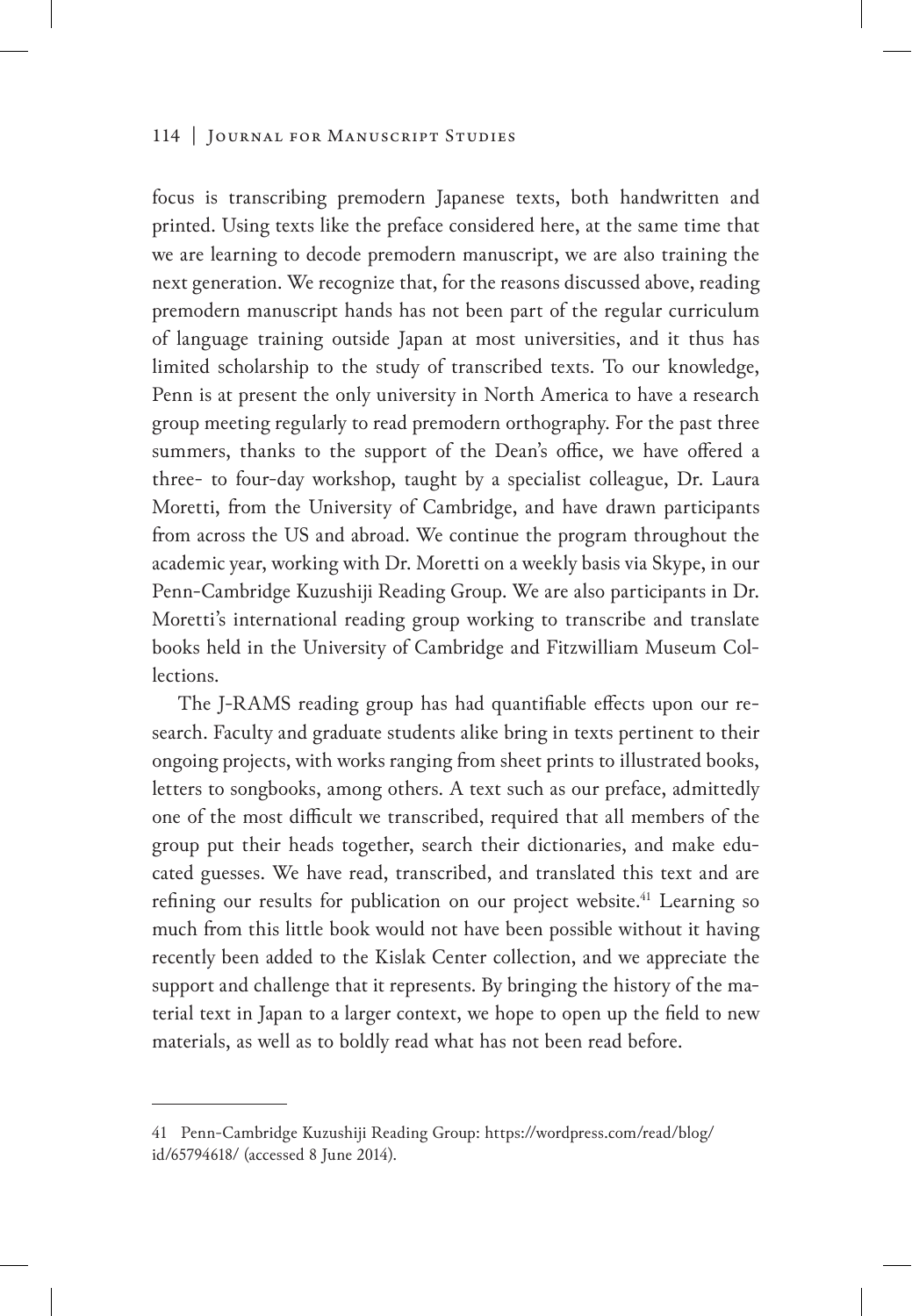focus is transcribing premodern Japanese texts, both handwritten and printed. Using texts like the preface considered here, at the same time that we are learning to decode premodern manuscript, we are also training the next generation. We recognize that, for the reasons discussed above, reading premodern manuscript hands has not been part of the regular curriculum of language training outside Japan at most universities, and it thus has limited scholarship to the study of transcribed texts. To our knowledge, Penn is at present the only university in North America to have a research group meeting regularly to read premodern orthography. For the past three summers, thanks to the support of the Dean's office, we have offered a three- to four-day workshop, taught by a specialist colleague, Dr. Laura Moretti, from the University of Cambridge, and have drawn participants from across the US and abroad. We continue the program throughout the academic year, working with Dr. Moretti on a weekly basis via Skype, in our Penn-Cambridge Kuzushiji Reading Group. We are also participants in Dr. Moretti's international reading group working to transcribe and translate books held in the University of Cambridge and Fitzwilliam Museum Collections.

The J-RAMS reading group has had quantifiable effects upon our research. Faculty and graduate students alike bring in texts pertinent to their ongoing projects, with works ranging from sheet prints to illustrated books, letters to songbooks, among others. A text such as our preface, admittedly one of the most difficult we transcribed, required that all members of the group put their heads together, search their dictionaries, and make educated guesses. We have read, transcribed, and translated this text and are refining our results for publication on our project website.[41] Learning so much from this little book would not have been possible without it having recently been added to the Kislak Center collection, and we appreciate the support and challenge that it represents. By bringing the history of the material text in Japan to a larger context, we hope to open up the field to new materials, as well as to boldly read what has not been read before.

---

41 Penn-Cambridge Kuzushiji Reading Group: https://wordpress.com/read/blog/id/65794618/ (accessed 8 June 2014).